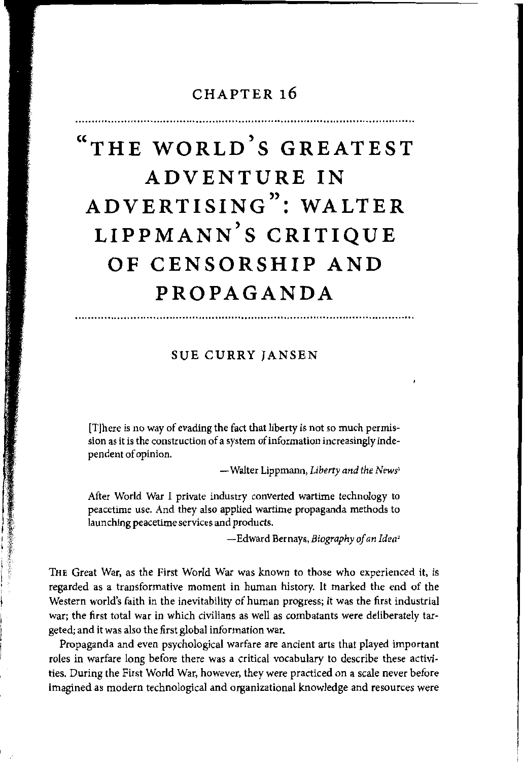# CHAPTER 16

# "THE WORLD'S GREATEST ADVENTURE IN ADVERTISING": WALTER LIPPMANN'S CRITIQUE OF CENSORSHIP AND PROPAGANDA

## SUE CURRY JANSEN

> [T]here is no way of evading the fact that liberty is not so much permission as it is the construction of a system of information increasingly independent of opinion.
>
> —Walter Lippmann, *Liberty and the News*[1]

> After World War I private industry converted wartime technology to peacetime use. And they also applied wartime propaganda methods to launching peacetime services and products.
>
> —Edward Bernays, *Biography of an Idea*[2]

THE Great War, as the First World War was known to those who experienced it, is regarded as a transformative moment in human history. It marked the end of the Western world's faith in the inevitability of human progress; it was the first industrial war; the first total war in which civilians as well as combatants were deliberately targeted; and it was also the first global information war.

Propaganda and even psychological warfare are ancient arts that played important roles in warfare long before there was a critical vocabulary to describe these activities. During the First World War, however, they were practiced on a scale never before imagined as modern technological and organizational knowledge and resources were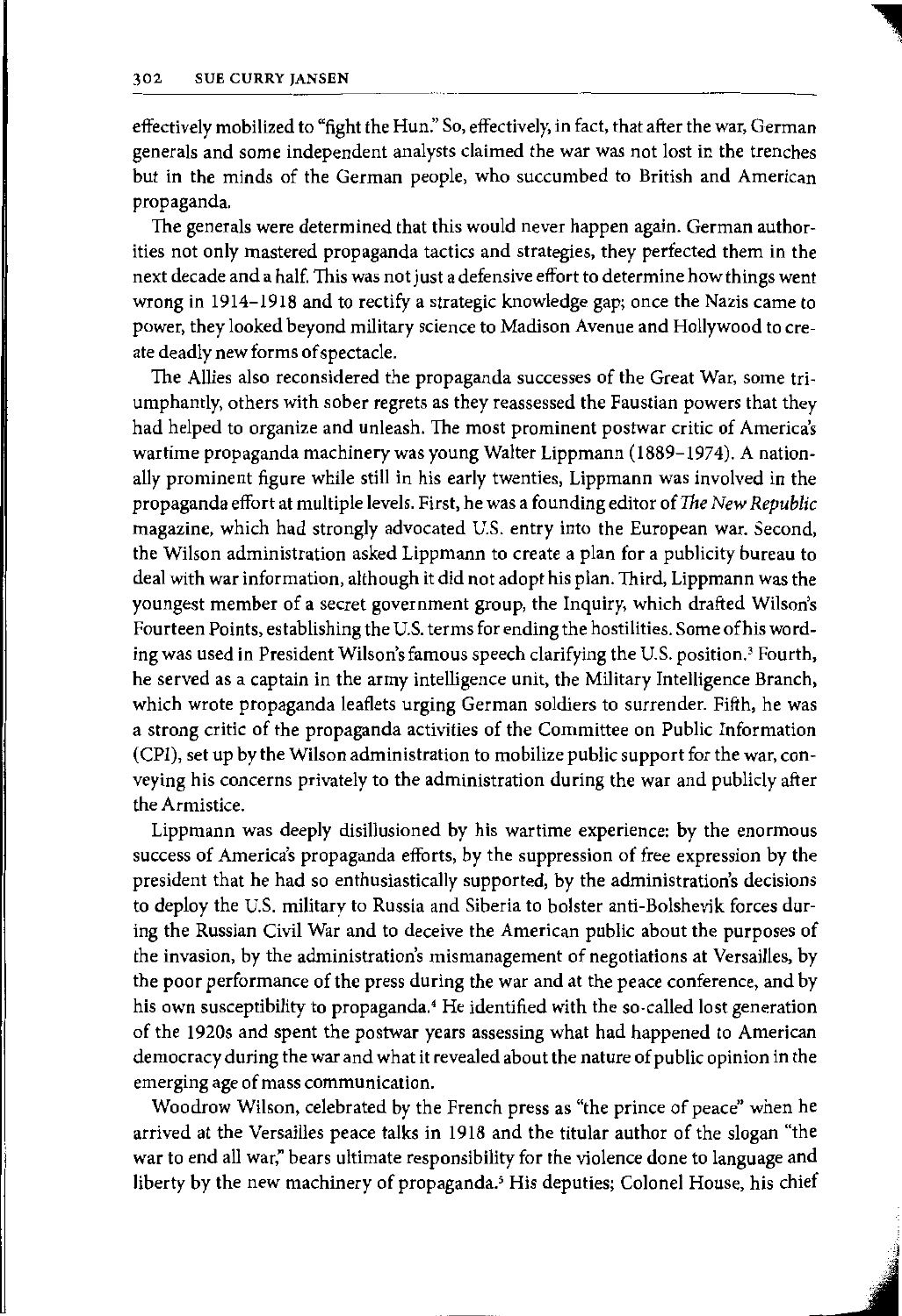effectively mobilized to "fight the Hun." So, effectively, in fact, that after the war, German generals and some independent analysts claimed the war was not lost in the trenches but in the minds of the German people, who succumbed to British and American propaganda.

The generals were determined that this would never happen again. German authorities not only mastered propaganda tactics and strategies, they perfected them in the next decade and a half. This was not just a defensive effort to determine how things went wrong in 1914–1918 and to rectify a strategic knowledge gap; once the Nazis came to power, they looked beyond military science to Madison Avenue and Hollywood to create deadly new forms of spectacle.

The Allies also reconsidered the propaganda successes of the Great War, some triumphantly, others with sober regrets as they reassessed the Faustian powers that they had helped to organize and unleash. The most prominent postwar critic of America's wartime propaganda machinery was young Walter Lippmann (1889–1974). A nationally prominent figure while still in his early twenties, Lippmann was involved in the propaganda effort at multiple levels. First, he was a founding editor of *The New Republic* magazine, which had strongly advocated U.S. entry into the European war. Second, the Wilson administration asked Lippmann to create a plan for a publicity bureau to deal with war information, although it did not adopt his plan. Third, Lippmann was the youngest member of a secret government group, the Inquiry, which drafted Wilson's Fourteen Points, establishing the U.S. terms for ending the hostilities. Some of his wording was used in President Wilson's famous speech clarifying the U.S. position.[3] Fourth, he served as a captain in the army intelligence unit, the Military Intelligence Branch, which wrote propaganda leaflets urging German soldiers to surrender. Fifth, he was a strong critic of the propaganda activities of the Committee on Public Information (CPI), set up by the Wilson administration to mobilize public support for the war, conveying his concerns privately to the administration during the war and publicly after the Armistice.

Lippmann was deeply disillusioned by his wartime experience: by the enormous success of America's propaganda efforts, by the suppression of free expression by the president that he had so enthusiastically supported, by the administration's decisions to deploy the U.S. military to Russia and Siberia to bolster anti-Bolshevik forces during the Russian Civil War and to deceive the American public about the purposes of the invasion, by the administration's mismanagement of negotiations at Versailles, by the poor performance of the press during the war and at the peace conference, and by his own susceptibility to propaganda.[4] He identified with the so-called lost generation of the 1920s and spent the postwar years assessing what had happened to American democracy during the war and what it revealed about the nature of public opinion in the emerging age of mass communication.

Woodrow Wilson, celebrated by the French press as "the prince of peace" when he arrived at the Versailles peace talks in 1918 and the titular author of the slogan "the war to end all war," bears ultimate responsibility for the violence done to language and liberty by the new machinery of propaganda.[5] His deputies; Colonel House, his chief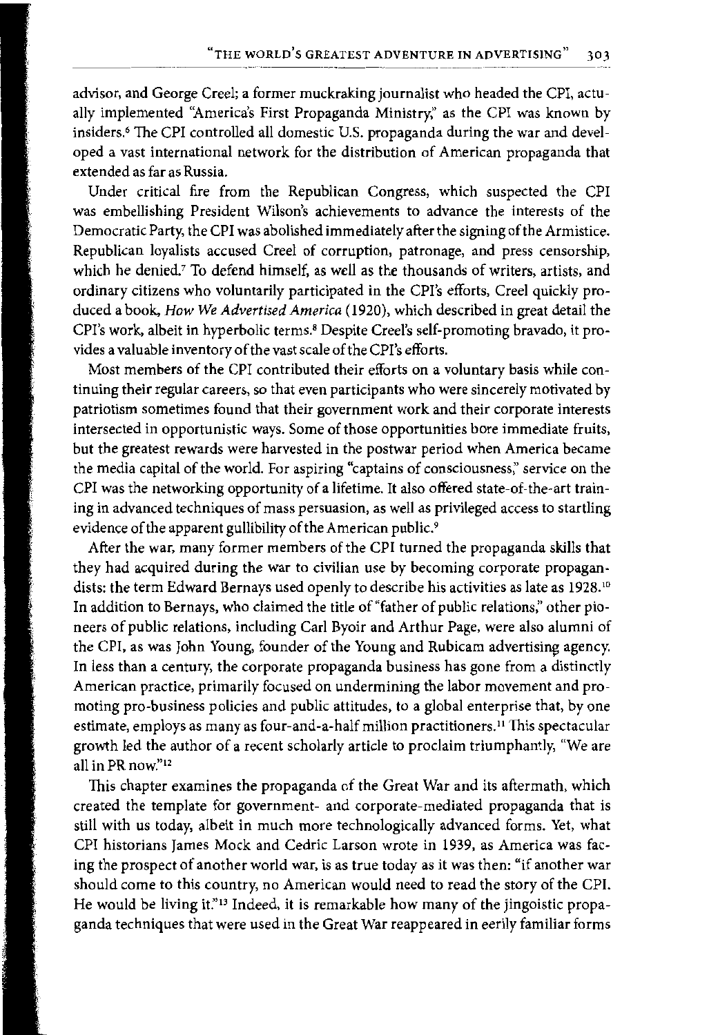advisor, and George Creel; a former muckraking journalist who headed the CPI, actually implemented "America's First Propaganda Ministry," as the CPI was known by insiders.[6] The CPI controlled all domestic U.S. propaganda during the war and developed a vast international network for the distribution of American propaganda that extended as far as Russia.

Under critical fire from the Republican Congress, which suspected the CPI was embellishing President Wilson's achievements to advance the interests of the Democratic Party, the CPI was abolished immediately after the signing of the Armistice. Republican loyalists accused Creel of corruption, patronage, and press censorship, which he denied.[7] To defend himself, as well as the thousands of writers, artists, and ordinary citizens who voluntarily participated in the CPI's efforts, Creel quickly produced a book, *How We Advertised America* (1920), which described in great detail the CPI's work, albeit in hyperbolic terms.[8] Despite Creel's self-promoting bravado, it provides a valuable inventory of the vast scale of the CPI's efforts.

Most members of the CPI contributed their efforts on a voluntary basis while continuing their regular careers, so that even participants who were sincerely motivated by patriotism sometimes found that their government work and their corporate interests intersected in opportunistic ways. Some of those opportunities bore immediate fruits, but the greatest rewards were harvested in the postwar period when America became the media capital of the world. For aspiring "captains of consciousness," service on the CPI was the networking opportunity of a lifetime. It also offered state-of-the-art training in advanced techniques of mass persuasion, as well as privileged access to startling evidence of the apparent gullibility of the American public.[9]

After the war, many former members of the CPI turned the propaganda skills that they had acquired during the war to civilian use by becoming corporate propagandists: the term Edward Bernays used openly to describe his activities as late as 1928.[10] In addition to Bernays, who claimed the title of "father of public relations," other pioneers of public relations, including Carl Byoir and Arthur Page, were also alumni of the CPI, as was John Young, founder of the Young and Rubicam advertising agency. In less than a century, the corporate propaganda business has gone from a distinctly American practice, primarily focused on undermining the labor movement and promoting pro-business policies and public attitudes, to a global enterprise that, by one estimate, employs as many as four-and-a-half million practitioners.[11] This spectacular growth led the author of a recent scholarly article to proclaim triumphantly, "We are all in PR now."[12]

This chapter examines the propaganda of the Great War and its aftermath, which created the template for government- and corporate-mediated propaganda that is still with us today, albeit in much more technologically advanced forms. Yet, what CPI historians James Mock and Cedric Larson wrote in 1939, as America was facing the prospect of another world war, is as true today as it was then: "if another war should come to this country, no American would need to read the story of the CPI. He would be living it."[13] Indeed, it is remarkable how many of the jingoistic propaganda techniques that were used in the Great War reappeared in eerily familiar forms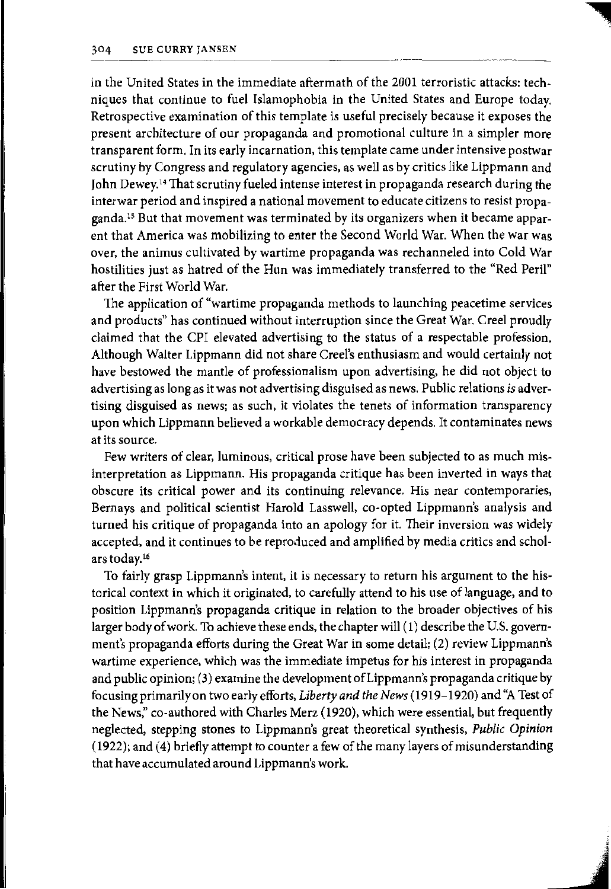in the United States in the immediate aftermath of the 2001 terroristic attacks: techniques that continue to fuel Islamophobia in the United States and Europe today. Retrospective examination of this template is useful precisely because it exposes the present architecture of our propaganda and promotional culture in a simpler more transparent form. In its early incarnation, this template came under intensive postwar scrutiny by Congress and regulatory agencies, as well as by critics like Lippmann and John Dewey.[14] That scrutiny fueled intense interest in propaganda research during the interwar period and inspired a national movement to educate citizens to resist propaganda.[15] But that movement was terminated by its organizers when it became apparent that America was mobilizing to enter the Second World War. When the war was over, the animus cultivated by wartime propaganda was rechanneled into Cold War hostilities just as hatred of the Hun was immediately transferred to the "Red Peril" after the First World War.

The application of "wartime propaganda methods to launching peacetime services and products" has continued without interruption since the Great War. Creel proudly claimed that the CPI elevated advertising to the status of a respectable profession. Although Walter Lippmann did not share Creel's enthusiasm and would certainly not have bestowed the mantle of professionalism upon advertising, he did not object to advertising as long as it was not advertising disguised as news. Public relations *is* advertising disguised as news; as such, it violates the tenets of information transparency upon which Lippmann believed a workable democracy depends. It contaminates news at its source.

Few writers of clear, luminous, critical prose have been subjected to as much misinterpretation as Lippmann. His propaganda critique has been inverted in ways that obscure its critical power and its continuing relevance. His near contemporaries, Bernays and political scientist Harold Lasswell, co-opted Lippmann's analysis and turned his critique of propaganda into an apology for it. Their inversion was widely accepted, and it continues to be reproduced and amplified by media critics and scholars today.[16]

To fairly grasp Lippmann's intent, it is necessary to return his argument to the historical context in which it originated, to carefully attend to his use of language, and to position Lippmann's propaganda critique in relation to the broader objectives of his larger body of work. To achieve these ends, the chapter will (1) describe the U.S. government's propaganda efforts during the Great War in some detail; (2) review Lippmann's wartime experience, which was the immediate impetus for his interest in propaganda and public opinion; (3) examine the development of Lippmann's propaganda critique by focusing primarily on two early efforts, *Liberty and the News* (1919–1920) and "A Test of the News," co-authored with Charles Merz (1920), which were essential, but frequently neglected, stepping stones to Lippmann's great theoretical synthesis, *Public Opinion* (1922); and (4) briefly attempt to counter a few of the many layers of misunderstanding that have accumulated around Lippmann's work.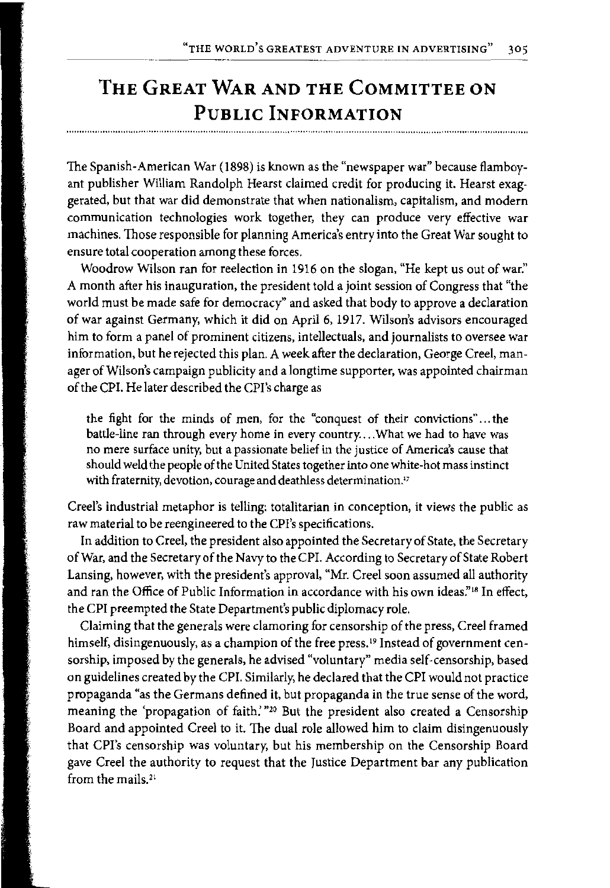## The Great War and the Committee on Public Information

The Spanish-American War (1898) is known as the "newspaper war" because flamboyant publisher William Randolph Hearst claimed credit for producing it. Hearst exaggerated, but that war did demonstrate that when nationalism, capitalism, and modern communication technologies work together, they can produce very effective war machines. Those responsible for planning America's entry into the Great War sought to ensure total cooperation among these forces.

Woodrow Wilson ran for reelection in 1916 on the slogan, "He kept us out of war." A month after his inauguration, the president told a joint session of Congress that "the world must be made safe for democracy" and asked that body to approve a declaration of war against Germany, which it did on April 6, 1917. Wilson's advisors encouraged him to form a panel of prominent citizens, intellectuals, and journalists to oversee war information, but he rejected this plan. A week after the declaration, George Creel, manager of Wilson's campaign publicity and a longtime supporter, was appointed chairman of the CPI. He later described the CPI's charge as

> the fight for the minds of men, for the "conquest of their convictions"... the battle-line ran through every home in every country.... What we had to have was no mere surface unity, but a passionate belief in the justice of America's cause that should weld the people of the United States together into one white-hot mass instinct with fraternity, devotion, courage and deathless determination.[17]

Creel's industrial metaphor is telling: totalitarian in conception, it views the public as raw material to be reengineered to the CPI's specifications.

In addition to Creel, the president also appointed the Secretary of State, the Secretary of War, and the Secretary of the Navy to the CPI. According to Secretary of State Robert Lansing, however, with the president's approval, "Mr. Creel soon assumed all authority and ran the Office of Public Information in accordance with his own ideas."[18] In effect, the CPI preempted the State Department's public diplomacy role.

Claiming that the generals were clamoring for censorship of the press, Creel framed himself, disingenuously, as a champion of the free press.[19] Instead of government censorship, imposed by the generals, he advised "voluntary" media self-censorship, based on guidelines created by the CPI. Similarly, he declared that the CPI would not practice propaganda "as the Germans defined it, but propaganda in the true sense of the word, meaning the 'propagation of faith.'"[20] But the president also created a Censorship Board and appointed Creel to it. The dual role allowed him to claim disingenuously that CPI's censorship was voluntary, but his membership on the Censorship Board gave Creel the authority to request that the Justice Department bar any publication from the mails.[21]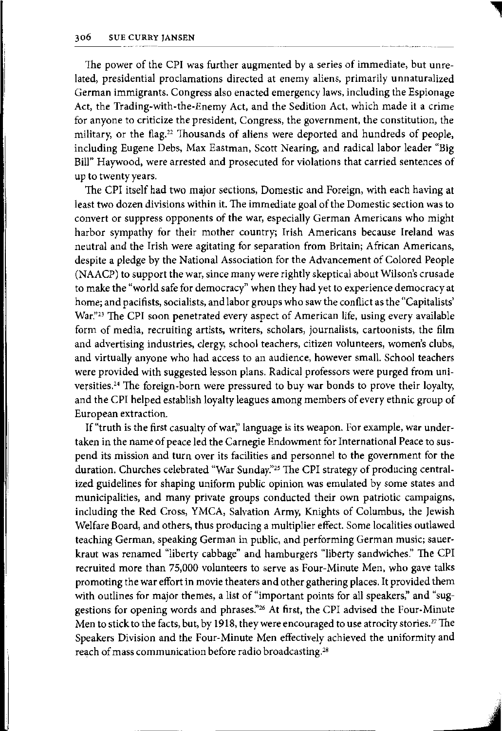The power of the CPI was further augmented by a series of immediate, but unrelated, presidential proclamations directed at enemy aliens, primarily unnaturalized German immigrants. Congress also enacted emergency laws, including the Espionage Act, the Trading-with-the-Enemy Act, and the Sedition Act, which made it a crime for anyone to criticize the president, Congress, the government, the constitution, the military, or the flag.[22] Thousands of aliens were deported and hundreds of people, including Eugene Debs, Max Eastman, Scott Nearing, and radical labor leader "Big Bill" Haywood, were arrested and prosecuted for violations that carried sentences of up to twenty years.

The CPI itself had two major sections, Domestic and Foreign, with each having at least two dozen divisions within it. The immediate goal of the Domestic section was to convert or suppress opponents of the war, especially German Americans who might harbor sympathy for their mother country; Irish Americans because Ireland was neutral and the Irish were agitating for separation from Britain; African Americans, despite a pledge by the National Association for the Advancement of Colored People (NAACP) to support the war, since many were rightly skeptical about Wilson's crusade to make the "world safe for democracy" when they had yet to experience democracy at home; and pacifists, socialists, and labor groups who saw the conflict as the "Capitalists' War."[23] The CPI soon penetrated every aspect of American life, using every available form of media, recruiting artists, writers, scholars, journalists, cartoonists, the film and advertising industries, clergy, school teachers, citizen volunteers, women's clubs, and virtually anyone who had access to an audience, however small. School teachers were provided with suggested lesson plans. Radical professors were purged from universities.[24] The foreign-born were pressured to buy war bonds to prove their loyalty, and the CPI helped establish loyalty leagues among members of every ethnic group of European extraction.

If "truth is the first casualty of war," language is its weapon. For example, war undertaken in the name of peace led the Carnegie Endowment for International Peace to suspend its mission and turn over its facilities and personnel to the government for the duration. Churches celebrated "War Sunday."[25] The CPI strategy of producing centralized guidelines for shaping uniform public opinion was emulated by some states and municipalities, and many private groups conducted their own patriotic campaigns, including the Red Cross, YMCA, Salvation Army, Knights of Columbus, the Jewish Welfare Board, and others, thus producing a multiplier effect. Some localities outlawed teaching German, speaking German in public, and performing German music; sauerkraut was renamed "liberty cabbage" and hamburgers "liberty sandwiches." The CPI recruited more than 75,000 volunteers to serve as Four-Minute Men, who gave talks promoting the war effort in movie theaters and other gathering places. It provided them with outlines for major themes, a list of "important points for all speakers," and "suggestions for opening words and phrases."[26] At first, the CPI advised the Four-Minute Men to stick to the facts, but, by 1918, they were encouraged to use atrocity stories.[27] The Speakers Division and the Four-Minute Men effectively achieved the uniformity and reach of mass communication before radio broadcasting.[28]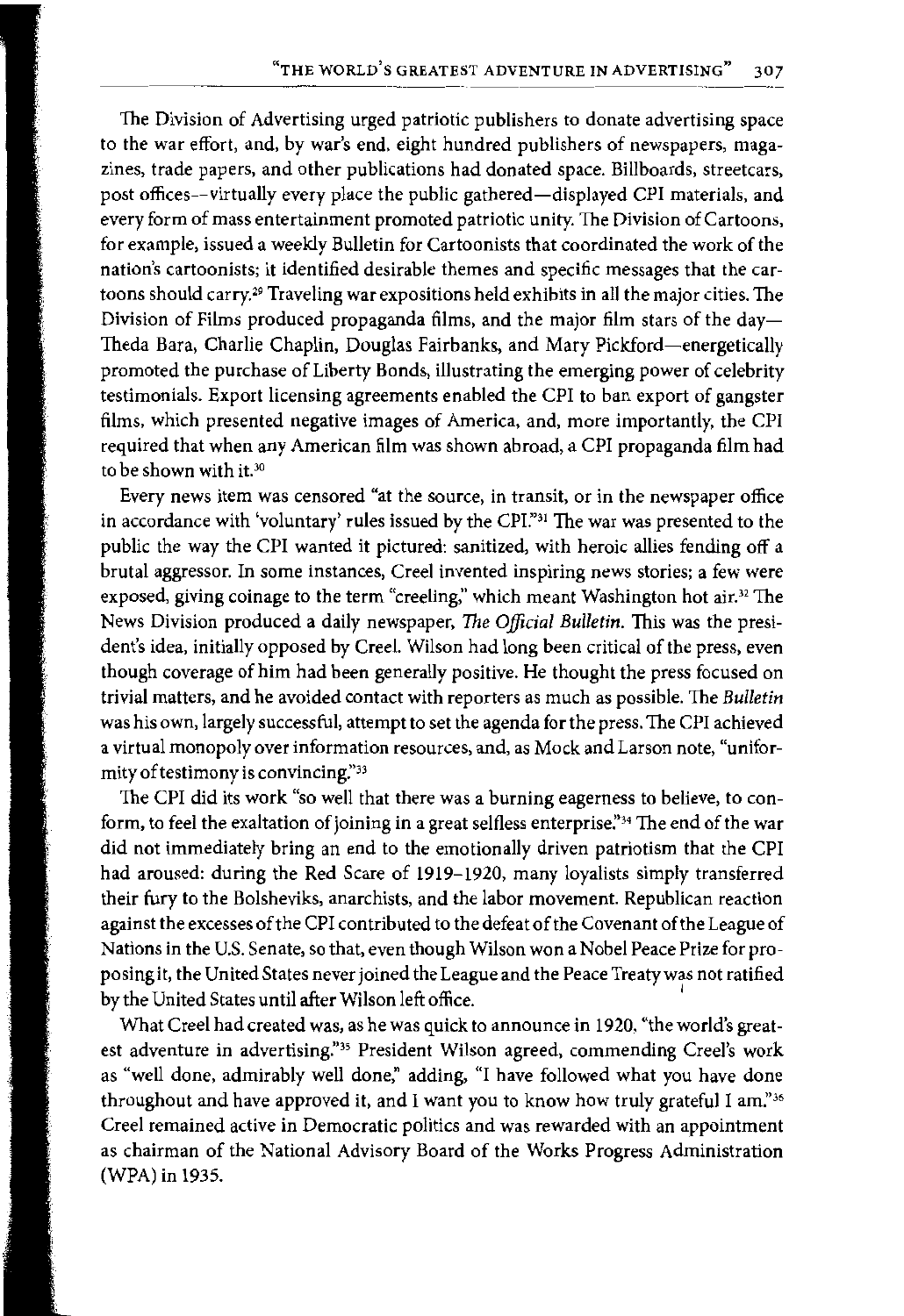The Division of Advertising urged patriotic publishers to donate advertising space to the war effort, and, by war's end, eight hundred publishers of newspapers, magazines, trade papers, and other publications had donated space. Billboards, streetcars, post offices—virtually every place the public gathered—displayed CPI materials, and every form of mass entertainment promoted patriotic unity. The Division of Cartoons, for example, issued a weekly Bulletin for Cartoonists that coordinated the work of the nation's cartoonists; it identified desirable themes and specific messages that the cartoons should carry.[29] Traveling war expositions held exhibits in all the major cities. The Division of Films produced propaganda films, and the major film stars of the day—Theda Bara, Charlie Chaplin, Douglas Fairbanks, and Mary Pickford—energetically promoted the purchase of Liberty Bonds, illustrating the emerging power of celebrity testimonials. Export licensing agreements enabled the CPI to ban export of gangster films, which presented negative images of America, and, more importantly, the CPI required that when any American film was shown abroad, a CPI propaganda film had to be shown with it.[30]

Every news item was censored "at the source, in transit, or in the newspaper office in accordance with 'voluntary' rules issued by the CPI."[31] The war was presented to the public the way the CPI wanted it pictured: sanitized, with heroic allies fending off a brutal aggressor. In some instances, Creel invented inspiring news stories; a few were exposed, giving coinage to the term "creeling," which meant Washington hot air.[32] The News Division produced a daily newspaper, *The Official Bulletin*. This was the president's idea, initially opposed by Creel. Wilson had long been critical of the press, even though coverage of him had been generally positive. He thought the press focused on trivial matters, and he avoided contact with reporters as much as possible. The *Bulletin* was his own, largely successful, attempt to set the agenda for the press. The CPI achieved a virtual monopoly over information resources, and, as Mock and Larson note, "uniformity of testimony is convincing."[33]

The CPI did its work "so well that there was a burning eagerness to believe, to conform, to feel the exaltation of joining in a great selfless enterprise."[34] The end of the war did not immediately bring an end to the emotionally driven patriotism that the CPI had aroused: during the Red Scare of 1919–1920, many loyalists simply transferred their fury to the Bolsheviks, anarchists, and the labor movement. Republican reaction against the excesses of the CPI contributed to the defeat of the Covenant of the League of Nations in the U.S. Senate, so that, even though Wilson won a Nobel Peace Prize for proposing it, the United States never joined the League and the Peace Treaty was not ratified by the United States until after Wilson left office.

What Creel had created was, as he was quick to announce in 1920, "the world's greatest adventure in advertising."[35] President Wilson agreed, commending Creel's work as "well done, admirably well done," adding, "I have followed what you have done throughout and have approved it, and I want you to know how truly grateful I am."[36] Creel remained active in Democratic politics and was rewarded with an appointment as chairman of the National Advisory Board of the Works Progress Administration (WPA) in 1935.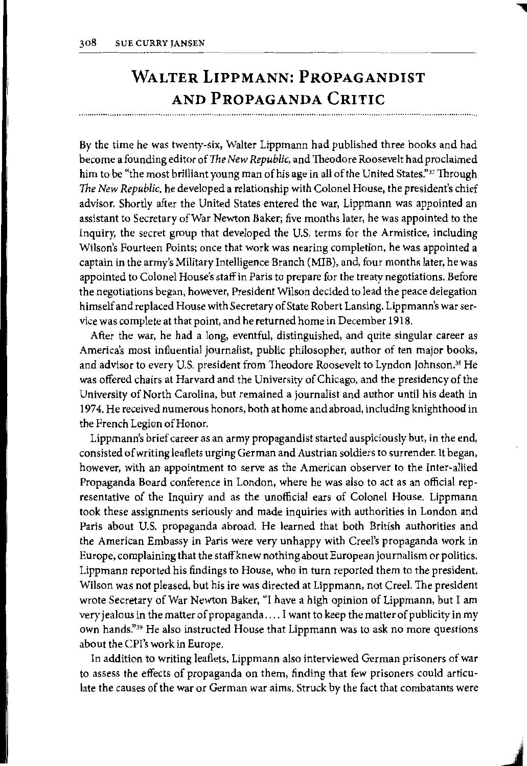## Walter Lippmann: Propagandist and Propaganda Critic

By the time he was twenty-six, Walter Lippmann had published three books and had become a founding editor of *The New Republic*, and Theodore Roosevelt had proclaimed him to be "the most brilliant young man of his age in all of the United States."[37] Through *The New Republic*, he developed a relationship with Colonel House, the president's chief advisor. Shortly after the United States entered the war, Lippmann was appointed an assistant to Secretary of War Newton Baker; five months later, he was appointed to the Inquiry, the secret group that developed the U.S. terms for the Armistice, including Wilson's Fourteen Points; once that work was nearing completion, he was appointed a captain in the army's Military Intelligence Branch (MIB), and, four months later, he was appointed to Colonel House's staff in Paris to prepare for the treaty negotiations. Before the negotiations began, however, President Wilson decided to lead the peace delegation himself and replaced House with Secretary of State Robert Lansing. Lippmann's war service was complete at that point, and he returned home in December 1918.

After the war, he had a long, eventful, distinguished, and quite singular career as America's most influential journalist, public philosopher, author of ten major books, and advisor to every U.S. president from Theodore Roosevelt to Lyndon Johnson.[38] He was offered chairs at Harvard and the University of Chicago, and the presidency of the University of North Carolina, but remained a journalist and author until his death in 1974. He received numerous honors, both at home and abroad, including knighthood in the French Legion of Honor.

Lippmann's brief career as an army propagandist started auspiciously but, in the end, consisted of writing leaflets urging German and Austrian soldiers to surrender. It began, however, with an appointment to serve as the American observer to the Inter-allied Propaganda Board conference in London, where he was also to act as an official representative of the Inquiry and as the unofficial ears of Colonel House. Lippmann took these assignments seriously and made inquiries with authorities in London and Paris about U.S. propaganda abroad. He learned that both British authorities and the American Embassy in Paris were very unhappy with Creel's propaganda work in Europe, complaining that the staff knew nothing about European journalism or politics. Lippmann reported his findings to House, who in turn reported them to the president. Wilson was not pleased, but his ire was directed at Lippmann, not Creel. The president wrote Secretary of War Newton Baker, "I have a high opinion of Lippmann, but I am very jealous in the matter of propaganda.... I want to keep the matter of publicity in my own hands."[39] He also instructed House that Lippmann was to ask no more questions about the CPI's work in Europe.

In addition to writing leaflets, Lippmann also interviewed German prisoners of war to assess the effects of propaganda on them, finding that few prisoners could articulate the causes of the war or German war aims. Struck by the fact that combatants were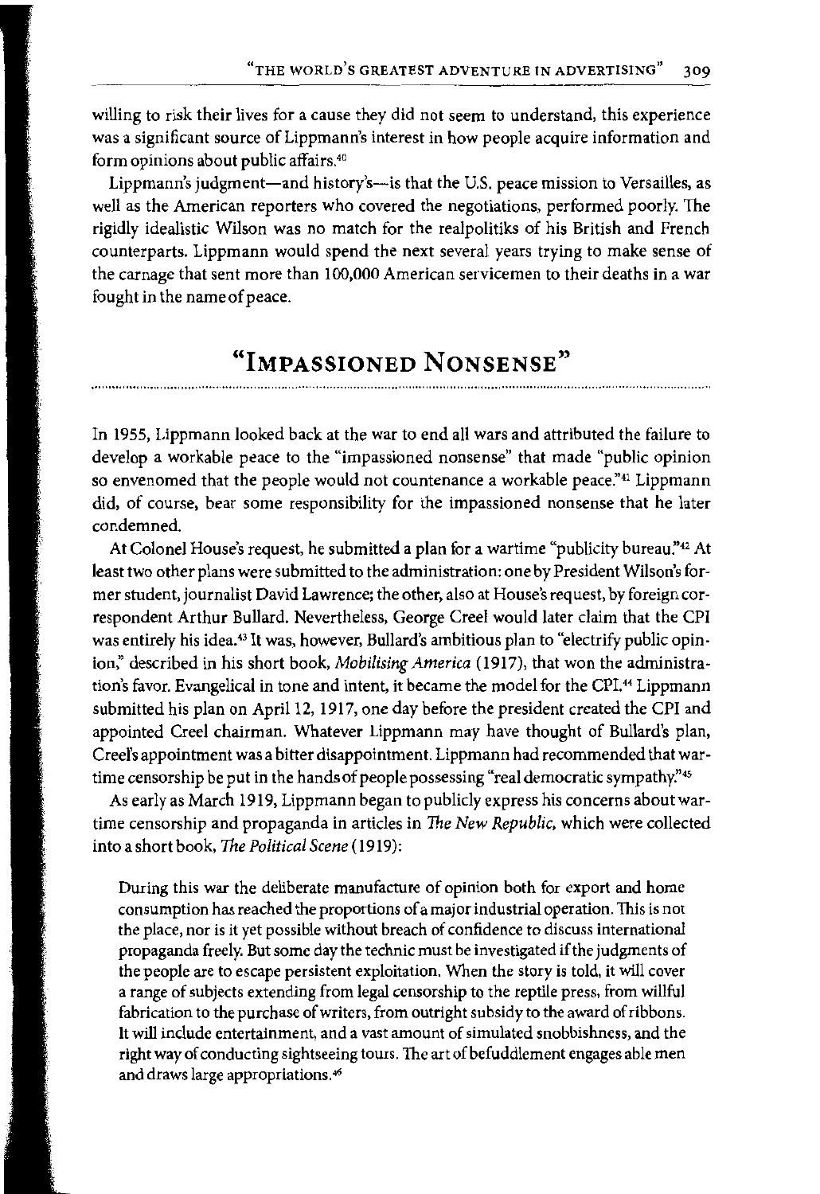willing to risk their lives for a cause they did not seem to understand, this experience was a significant source of Lippmann's interest in how people acquire information and form opinions about public affairs.[40]

Lippmann's judgment—and history's—is that the U.S. peace mission to Versailles, as well as the American reporters who covered the negotiations, performed poorly. The rigidly idealistic Wilson was no match for the realpolitiks of his British and French counterparts. Lippmann would spend the next several years trying to make sense of the carnage that sent more than 100,000 American servicemen to their deaths in a war fought in the name of peace.

## "Impassioned Nonsense"

In 1955, Lippmann looked back at the war to end all wars and attributed the failure to develop a workable peace to the "impassioned nonsense" that made "public opinion so envenomed that the people would not countenance a workable peace."[41] Lippmann did, of course, bear some responsibility for the impassioned nonsense that he later condemned.

At Colonel House's request, he submitted a plan for a wartime "publicity bureau."[42] At least two other plans were submitted to the administration: one by President Wilson's former student, journalist David Lawrence; the other, also at House's request, by foreign correspondent Arthur Bullard. Nevertheless, George Creel would later claim that the CPI was entirely his idea.[43] It was, however, Bullard's ambitious plan to "electrify public opinion," described in his short book, *Mobilising America* (1917), that won the administration's favor. Evangelical in tone and intent, it became the model for the CPI.[44] Lippmann submitted his plan on April 12, 1917, one day before the president created the CPI and appointed Creel chairman. Whatever Lippmann may have thought of Bullard's plan, Creel's appointment was a bitter disappointment. Lippmann had recommended that wartime censorship be put in the hands of people possessing "real democratic sympathy."[45]

As early as March 1919, Lippmann began to publicly express his concerns about wartime censorship and propaganda in articles in *The New Republic*, which were collected into a short book, *The Political Scene* (1919):

> During this war the deliberate manufacture of opinion both for export and home consumption has reached the proportions of a major industrial operation. This is not the place, nor is it yet possible without breach of confidence to discuss international propaganda freely. But some day the technic must be investigated if the judgments of the people are to escape persistent exploitation. When the story is told, it will cover a range of subjects extending from legal censorship to the reptile press, from willful fabrication to the purchase of writers, from outright subsidy to the award of ribbons. It will include entertainment, and a vast amount of simulated snobbishness, and the right way of conducting sightseeing tours. The art of befuddlement engages able men and draws large appropriations.[46]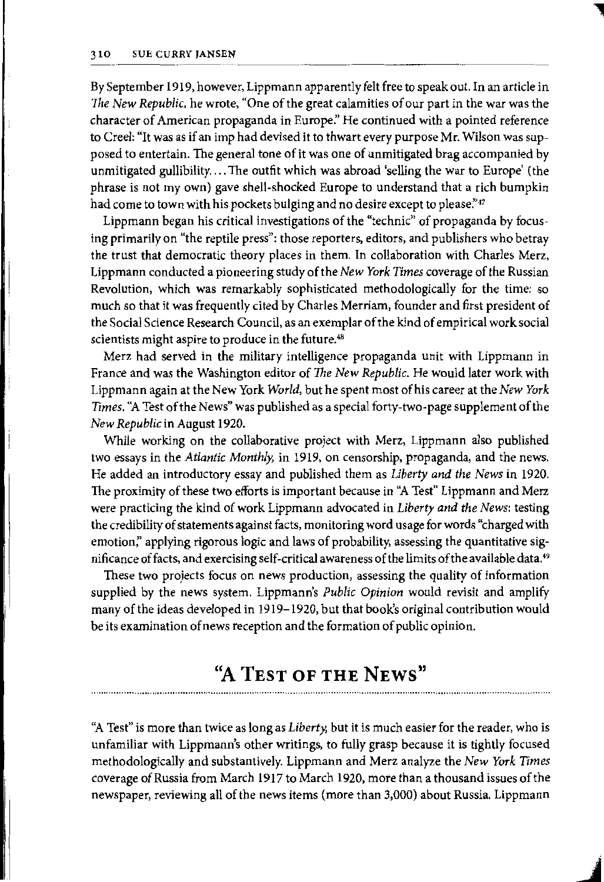By September 1919, however, Lippmann apparently felt free to speak out. In an article in *The New Republic*, he wrote, "One of the great calamities of our part in the war was the character of American propaganda in Europe." He continued with a pointed reference to Creel: "It was as if an imp had devised it to thwart every purpose Mr. Wilson was supposed to entertain. The general tone of it was one of unmitigated brag accompanied by unmitigated gullibility.... The outfit which was abroad 'selling the war to Europe' (the phrase is not my own) gave shell-shocked Europe to understand that a rich bumpkin had come to town with his pockets bulging and no desire except to please."[47]

Lippmann began his critical investigations of the "technic" of propaganda by focusing primarily on "the reptile press": those reporters, editors, and publishers who betray the trust that democratic theory places in them. In collaboration with Charles Merz, Lippmann conducted a pioneering study of the *New York Times* coverage of the Russian Revolution, which was remarkably sophisticated methodologically for the time: so much so that it was frequently cited by Charles Merriam, founder and first president of the Social Science Research Council, as an exemplar of the kind of empirical work social scientists might aspire to produce in the future.[48]

Merz had served in the military intelligence propaganda unit with Lippmann in France and was the Washington editor of *The New Republic*. He would later work with Lippmann again at the New York *World*, but he spent most of his career at the *New York Times*. "A Test of the News" was published as a special forty-two-page supplement of the *New Republic* in August 1920.

While working on the collaborative project with Merz, Lippmann also published two essays in the *Atlantic Monthly*, in 1919, on censorship, propaganda, and the news. He added an introductory essay and published them as *Liberty and the News* in 1920. The proximity of these two efforts is important because in "A Test" Lippmann and Merz were practicing the kind of work Lippmann advocated in *Liberty and the News*: testing the credibility of statements against facts, monitoring word usage for words "charged with emotion," applying rigorous logic and laws of probability, assessing the quantitative significance of facts, and exercising self-critical awareness of the limits of the available data.[49]

These two projects focus on news production, assessing the quality of information supplied by the news system. Lippmann's *Public Opinion* would revisit and amplify many of the ideas developed in 1919–1920, but that book's original contribution would be its examination of news reception and the formation of public opinion.

## "A Test of the News"

"A Test" is more than twice as long as *Liberty*, but it is much easier for the reader, who is unfamiliar with Lippmann's other writings, to fully grasp because it is tightly focused methodologically and substantively. Lippmann and Merz analyze the *New York Times* coverage of Russia from March 1917 to March 1920, more than a thousand issues of the newspaper, reviewing all of the news items (more than 3,000) about Russia. Lippmann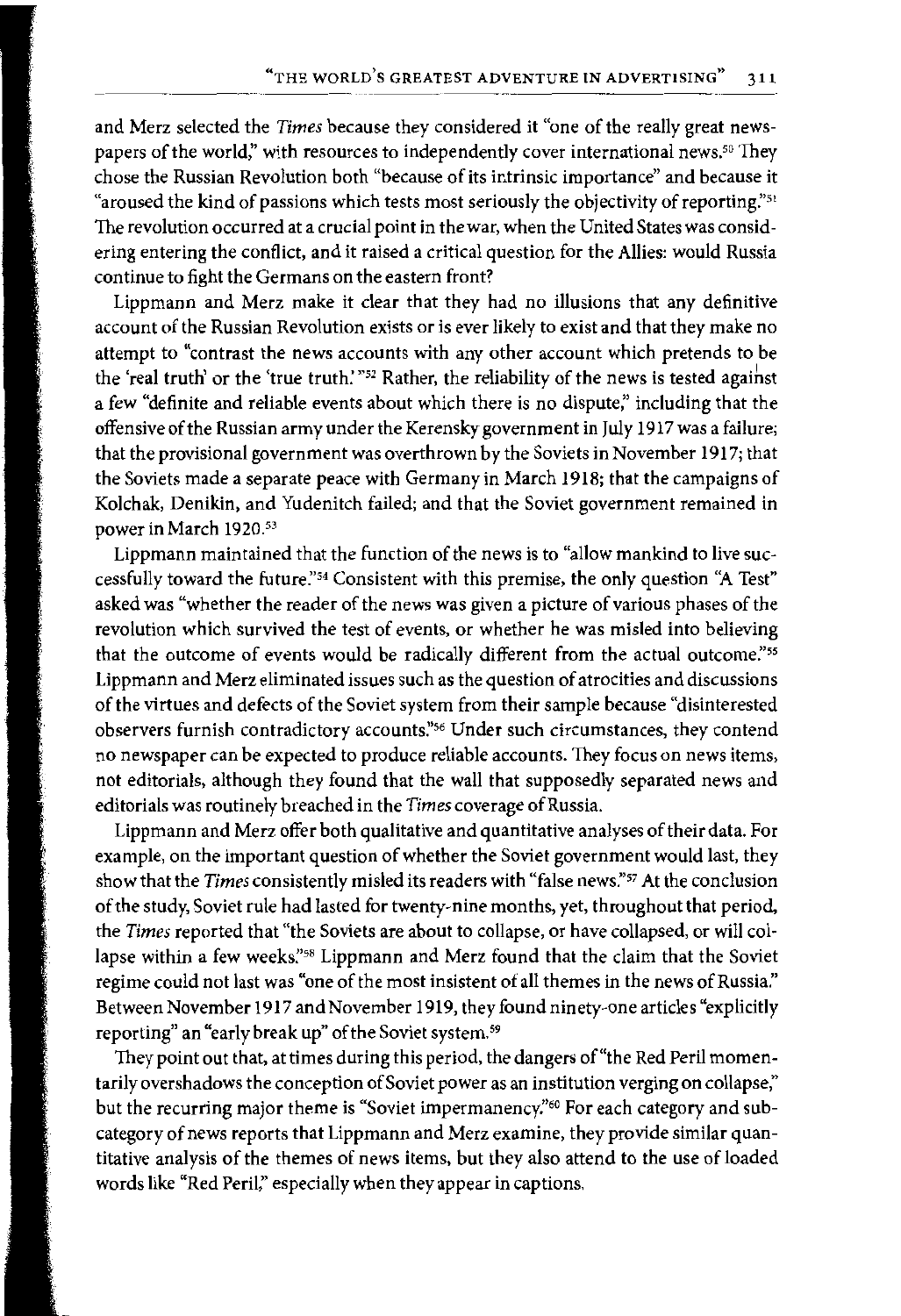and Merz selected the *Times* because they considered it "one of the really great newspapers of the world," with resources to independently cover international news.[50] They chose the Russian Revolution both "because of its intrinsic importance" and because it "aroused the kind of passions which tests most seriously the objectivity of reporting."[51] The revolution occurred at a crucial point in the war, when the United States was considering entering the conflict, and it raised a critical question for the Allies: would Russia continue to fight the Germans on the eastern front?

Lippmann and Merz make it clear that they had no illusions that any definitive account of the Russian Revolution exists or is ever likely to exist and that they make no attempt to "contrast the news accounts with any other account which pretends to be the 'real truth' or the 'true truth.'"[52] Rather, the reliability of the news is tested against a few "definite and reliable events about which there is no dispute," including that the offensive of the Russian army under the Kerensky government in July 1917 was a failure; that the provisional government was overthrown by the Soviets in November 1917; that the Soviets made a separate peace with Germany in March 1918; that the campaigns of Kolchak, Denikin, and Yudenitch failed; and that the Soviet government remained in power in March 1920.[53]

Lippmann maintained that the function of the news is to "allow mankind to live successfully toward the future."[54] Consistent with this premise, the only question "A Test" asked was "whether the reader of the news was given a picture of various phases of the revolution which survived the test of events, or whether he was misled into believing that the outcome of events would be radically different from the actual outcome."[55] Lippmann and Merz eliminated issues such as the question of atrocities and discussions of the virtues and defects of the Soviet system from their sample because "disinterested observers furnish contradictory accounts."[56] Under such circumstances, they contend no newspaper can be expected to produce reliable accounts. They focus on news items, not editorials, although they found that the wall that supposedly separated news and editorials was routinely breached in the *Times* coverage of Russia.

Lippmann and Merz offer both qualitative and quantitative analyses of their data. For example, on the important question of whether the Soviet government would last, they show that the *Times* consistently misled its readers with "false news."[57] At the conclusion of the study, Soviet rule had lasted for twenty-nine months, yet, throughout that period, the *Times* reported that "the Soviets are about to collapse, or have collapsed, or will collapse within a few weeks."[58] Lippmann and Merz found that the claim that the Soviet regime could not last was "one of the most insistent of all themes in the news of Russia." Between November 1917 and November 1919, they found ninety-one articles "explicitly reporting" an "early break up" of the Soviet system.[59]

They point out that, at times during this period, the dangers of "the Red Peril momentarily overshadows the conception of Soviet power as an institution verging on collapse," but the recurring major theme is "Soviet impermanency."[60] For each category and subcategory of news reports that Lippmann and Merz examine, they provide similar quantitative analysis of the themes of news items, but they also attend to the use of loaded words like "Red Peril," especially when they appear in captions.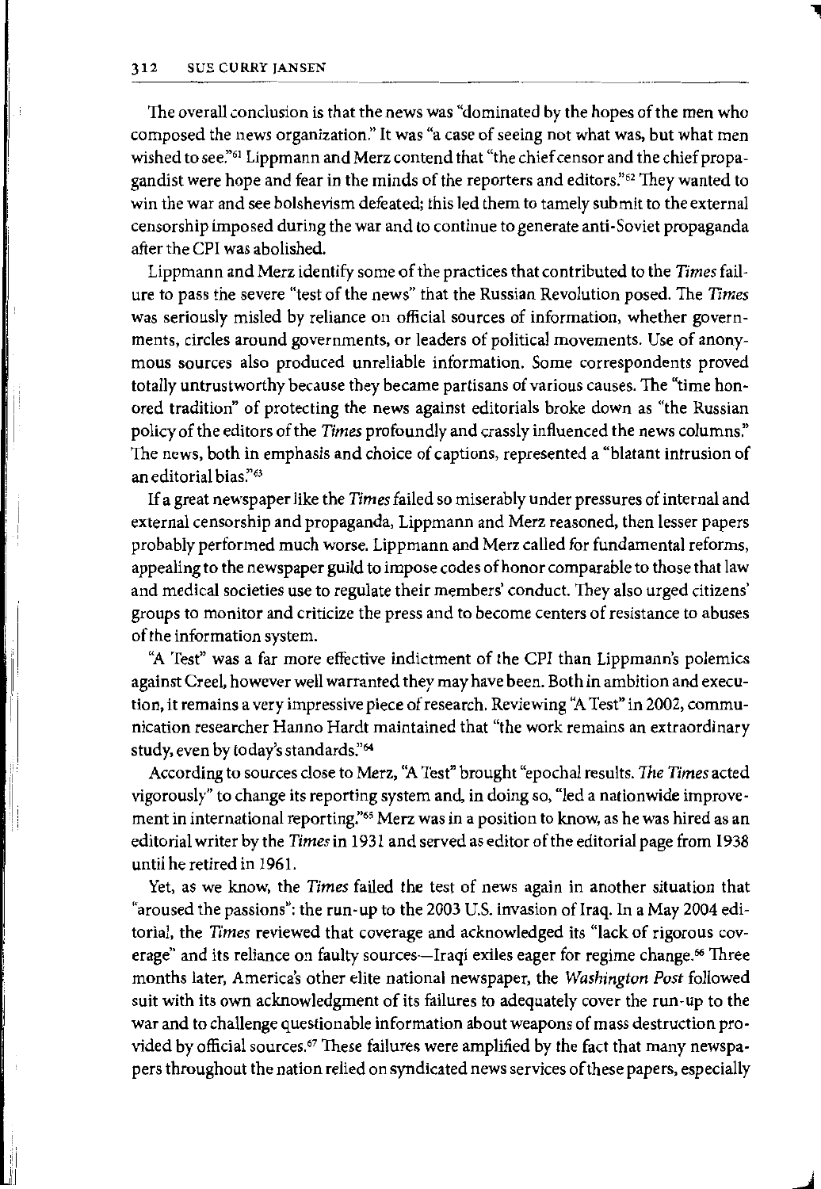The overall conclusion is that the news was "dominated by the hopes of the men who composed the news organization." It was "a case of seeing not what was, but what men wished to see."[61] Lippmann and Merz contend that "the chief censor and the chief propagandist were hope and fear in the minds of the reporters and editors."[62] They wanted to win the war and see bolshevism defeated; this led them to tamely submit to the external censorship imposed during the war and to continue to generate anti-Soviet propaganda after the CPI was abolished.

Lippmann and Merz identify some of the practices that contributed to the *Times* failure to pass the severe "test of the news" that the Russian Revolution posed. The *Times* was seriously misled by reliance on official sources of information, whether governments, circles around governments, or leaders of political movements. Use of anonymous sources also produced unreliable information. Some correspondents proved totally untrustworthy because they became partisans of various causes. The "time honored tradition" of protecting the news against editorials broke down as "the Russian policy of the editors of the *Times* profoundly and crassly influenced the news columns." The news, both in emphasis and choice of captions, represented a "blatant intrusion of an editorial bias."[63]

If a great newspaper like the *Times* failed so miserably under pressures of internal and external censorship and propaganda, Lippmann and Merz reasoned, then lesser papers probably performed much worse. Lippmann and Merz called for fundamental reforms, appealing to the newspaper guild to impose codes of honor comparable to those that law and medical societies use to regulate their members' conduct. They also urged citizens' groups to monitor and criticize the press and to become centers of resistance to abuses of the information system.

"A Test" was a far more effective indictment of the CPI than Lippmann's polemics against Creel, however well warranted they may have been. Both in ambition and execution, it remains a very impressive piece of research. Reviewing "A Test" in 2002, communication researcher Hanno Hardt maintained that "the work remains an extraordinary study, even by today's standards."[64]

According to sources close to Merz, "A Test" brought "epochal results. *The Times* acted vigorously" to change its reporting system and, in doing so, "led a nationwide improvement in international reporting."[65] Merz was in a position to know, as he was hired as an editorial writer by the *Times* in 1931 and served as editor of the editorial page from 1938 until he retired in 1961.

Yet, as we know, the *Times* failed the test of news again in another situation that "aroused the passions": the run-up to the 2003 U.S. invasion of Iraq. In a May 2004 editorial, the *Times* reviewed that coverage and acknowledged its "lack of rigorous coverage" and its reliance on faulty sources—Iraqi exiles eager for regime change.[66] Three months later, America's other elite national newspaper, the *Washington Post* followed suit with its own acknowledgment of its failures to adequately cover the run-up to the war and to challenge questionable information about weapons of mass destruction provided by official sources.[67] These failures were amplified by the fact that many newspapers throughout the nation relied on syndicated news services of these papers, especially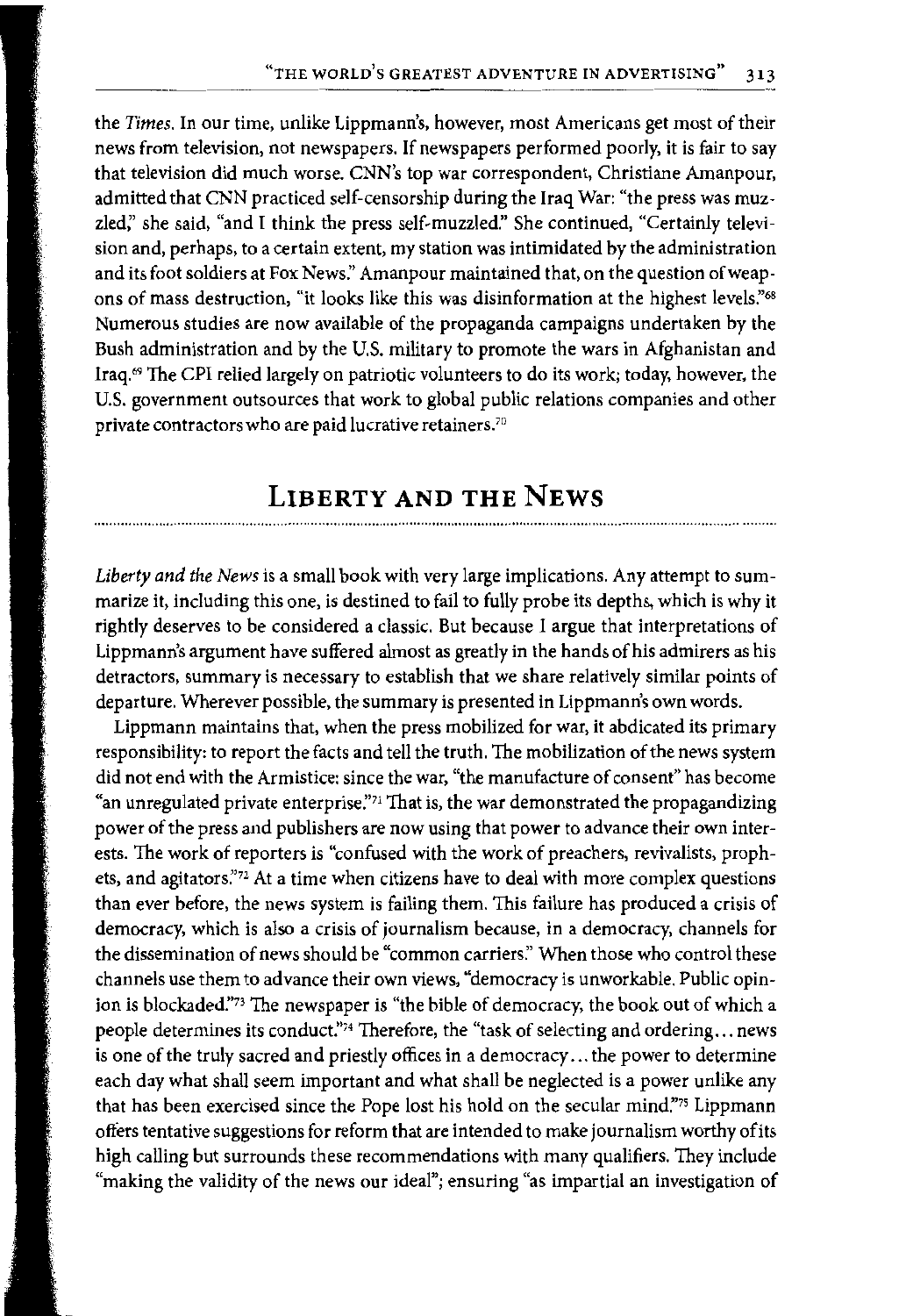the *Times*. In our time, unlike Lippmann's, however, most Americans get most of their news from television, not newspapers. If newspapers performed poorly, it is fair to say that television did much worse. CNN's top war correspondent, Christiane Amanpour, admitted that CNN practiced self-censorship during the Iraq War: "the press was muzzled," she said, "and I think the press self-muzzled." She continued, "Certainly television and, perhaps, to a certain extent, my station was intimidated by the administration and its foot soldiers at Fox News." Amanpour maintained that, on the question of weapons of mass destruction, "it looks like this was disinformation at the highest levels."[68] Numerous studies are now available of the propaganda campaigns undertaken by the Bush administration and by the U.S. military to promote the wars in Afghanistan and Iraq.[69] The CPI relied largely on patriotic volunteers to do its work; today, however, the U.S. government outsources that work to global public relations companies and other private contractors who are paid lucrative retainers.[70]

## Liberty and the News

*Liberty and the News* is a small book with very large implications. Any attempt to summarize it, including this one, is destined to fail to fully probe its depths, which is why it rightly deserves to be considered a classic. But because I argue that interpretations of Lippmann's argument have suffered almost as greatly in the hands of his admirers as his detractors, summary is necessary to establish that we share relatively similar points of departure. Wherever possible, the summary is presented in Lippmann's own words.

Lippmann maintains that, when the press mobilized for war, it abdicated its primary responsibility: to report the facts and tell the truth. The mobilization of the news system did not end with the Armistice: since the war, "the manufacture of consent" has become "an unregulated private enterprise."[71] That is, the war demonstrated the propagandizing power of the press and publishers are now using that power to advance their own interests. The work of reporters is "confused with the work of preachers, revivalists, prophets, and agitators."[72] At a time when citizens have to deal with more complex questions than ever before, the news system is failing them. This failure has produced a crisis of democracy, which is also a crisis of journalism because, in a democracy, channels for the dissemination of news should be "common carriers." When those who control these channels use them to advance their own views, "democracy is unworkable. Public opinion is blockaded."[73] The newspaper is "the bible of democracy, the book out of which a people determines its conduct."[74] Therefore, the "task of selecting and ordering... news is one of the truly sacred and priestly offices in a democracy... the power to determine each day what shall seem important and what shall be neglected is a power unlike any that has been exercised since the Pope lost his hold on the secular mind."[75] Lippmann offers tentative suggestions for reform that are intended to make journalism worthy of its high calling but surrounds these recommendations with many qualifiers. They include "making the validity of the news our ideal"; ensuring "as impartial an investigation of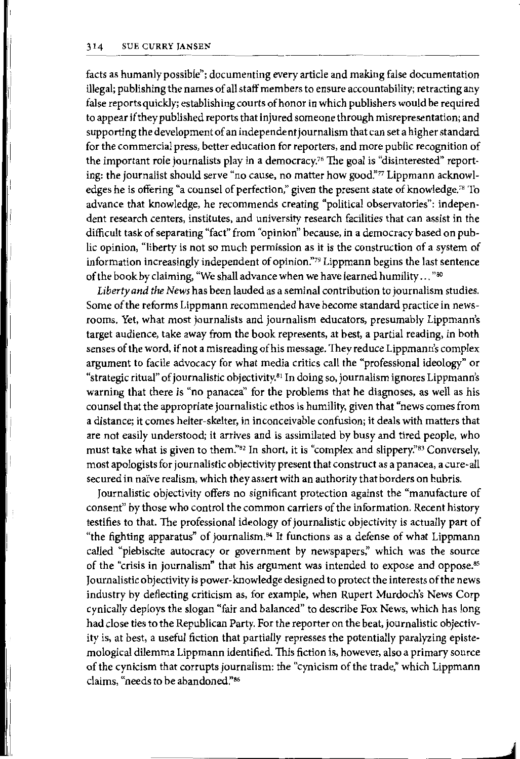facts as humanly possible"; documenting every article and making false documentation illegal; publishing the names of all staff members to ensure accountability; retracting any false reports quickly; establishing courts of honor in which publishers would be required to appear if they published reports that injured someone through misrepresentation; and supporting the development of an independent journalism that can set a higher standard for the commercial press, better education for reporters, and more public recognition of the important role journalists play in a democracy.[76] The goal is "disinterested" reporting: the journalist should serve "no cause, no matter how good."[77] Lippmann acknowledges he is offering "a counsel of perfection," given the present state of knowledge.[78] To advance that knowledge, he recommends creating "political observatories": independent research centers, institutes, and university research facilities that can assist in the difficult task of separating "fact" from "opinion" because, in a democracy based on public opinion, "liberty is not so much permission as it is the construction of a system of information increasingly independent of opinion."[79] Lippmann begins the last sentence of the book by claiming, "We shall advance when we have learned humility . . ."[80]

*Liberty and the News* has been lauded as a seminal contribution to journalism studies. Some of the reforms Lippmann recommended have become standard practice in newsrooms. Yet, what most journalists and journalism educators, presumably Lippmann's target audience, take away from the book represents, at best, a partial reading, in both senses of the word, if not a misreading of his message. They reduce Lippmann's complex argument to facile advocacy for what media critics call the "professional ideology" or "strategic ritual" of journalistic objectivity.[81] In doing so, journalism ignores Lippmann's warning that there is "no panacea" for the problems that he diagnoses, as well as his counsel that the appropriate journalistic ethos is humility, given that "news comes from a distance; it comes helter-skelter, in inconceivable confusion; it deals with matters that are not easily understood; it arrives and is assimilated by busy and tired people, who must take what is given to them."[82] In short, it is "complex and slippery."[83] Conversely, most apologists for journalistic objectivity present that construct as a panacea, a cure-all secured in naïve realism, which they assert with an authority that borders on hubris.

Journalistic objectivity offers no significant protection against the "manufacture of consent" by those who control the common carriers of the information. Recent history testifies to that. The professional ideology of journalistic objectivity is actually part of "the fighting apparatus" of journalism.[84] It functions as a defense of what Lippmann called "plebiscite autocracy or government by newspapers," which was the source of the "crisis in journalism" that his argument was intended to expose and oppose.[85] Journalistic objectivity is power-knowledge designed to protect the interests of the news industry by deflecting criticism as, for example, when Rupert Murdoch's News Corp cynically deploys the slogan "fair and balanced" to describe Fox News, which has long had close ties to the Republican Party. For the reporter on the beat, journalistic objectivity is, at best, a useful fiction that partially represses the potentially paralyzing epistemological dilemma Lippmann identified. This fiction is, however, also a primary source of the cynicism that corrupts journalism: the "cynicism of the trade," which Lippmann claims, "needs to be abandoned."[86]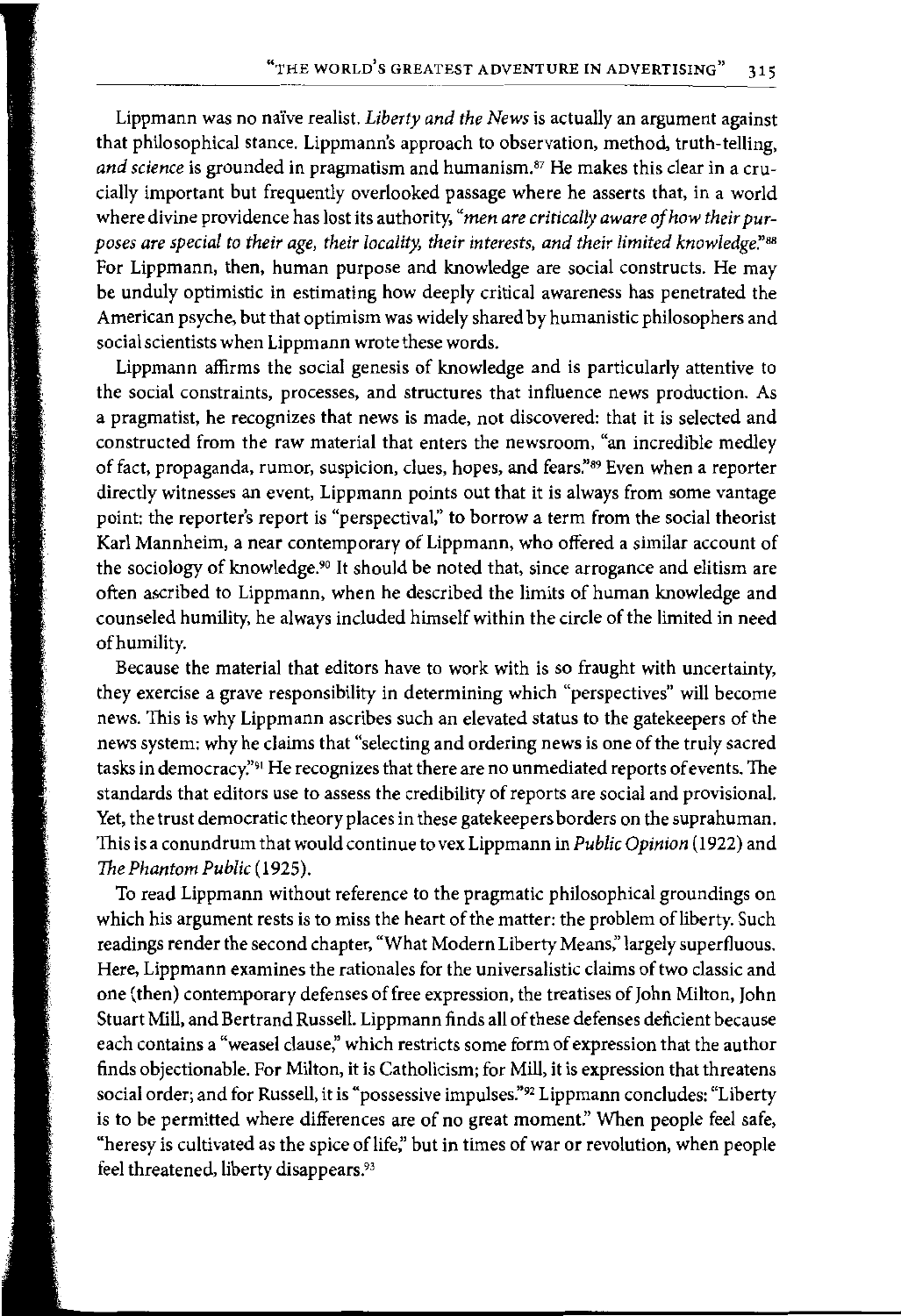Lippmann was no naïve realist. *Liberty and the News* is actually an argument against that philosophical stance. Lippmann's approach to observation, method, truth-telling, *and science* is grounded in pragmatism and humanism.[87] He makes this clear in a crucially important but frequently overlooked passage where he asserts that, in a world where divine providence has lost its authority, "*men are critically aware of how their purposes are special to their age, their locality, their interests, and their limited knowledge*."[88] For Lippmann, then, human purpose and knowledge are social constructs. He may be unduly optimistic in estimating how deeply critical awareness has penetrated the American psyche, but that optimism was widely shared by humanistic philosophers and social scientists when Lippmann wrote these words.

Lippmann affirms the social genesis of knowledge and is particularly attentive to the social constraints, processes, and structures that influence news production. As a pragmatist, he recognizes that news is made, not discovered: that it is selected and constructed from the raw material that enters the newsroom, "an incredible medley of fact, propaganda, rumor, suspicion, clues, hopes, and fears."[89] Even when a reporter directly witnesses an event, Lippmann points out that it is always from some vantage point: the reporter's report is "perspectival," to borrow a term from the social theorist Karl Mannheim, a near contemporary of Lippmann, who offered a similar account of the sociology of knowledge.[90] It should be noted that, since arrogance and elitism are often ascribed to Lippmann, when he described the limits of human knowledge and counseled humility, he always included himself within the circle of the limited in need of humility.

Because the material that editors have to work with is so fraught with uncertainty, they exercise a grave responsibility in determining which "perspectives" will become news. This is why Lippmann ascribes such an elevated status to the gatekeepers of the news system; why he claims that "selecting and ordering news is one of the truly sacred tasks in democracy."[91] He recognizes that there are no unmediated reports of events. The standards that editors use to assess the credibility of reports are social and provisional. Yet, the trust democratic theory places in these gatekeepers borders on the suprahuman. This is a conundrum that would continue to vex Lippmann in *Public Opinion* (1922) and *The Phantom Public* (1925).

To read Lippmann without reference to the pragmatic philosophical groundings on which his argument rests is to miss the heart of the matter: the problem of liberty. Such readings render the second chapter, "What Modern Liberty Means," largely superfluous. Here, Lippmann examines the rationales for the universalistic claims of two classic and one (then) contemporary defenses of free expression, the treatises of John Milton, John Stuart Mill, and Bertrand Russell. Lippmann finds all of these defenses deficient because each contains a "weasel clause," which restricts some form of expression that the author finds objectionable. For Milton, it is Catholicism; for Mill, it is expression that threatens social order; and for Russell, it is "possessive impulses."[92] Lippmann concludes: "Liberty is to be permitted where differences are of no great moment." When people feel safe, "heresy is cultivated as the spice of life," but in times of war or revolution, when people feel threatened, liberty disappears.[93]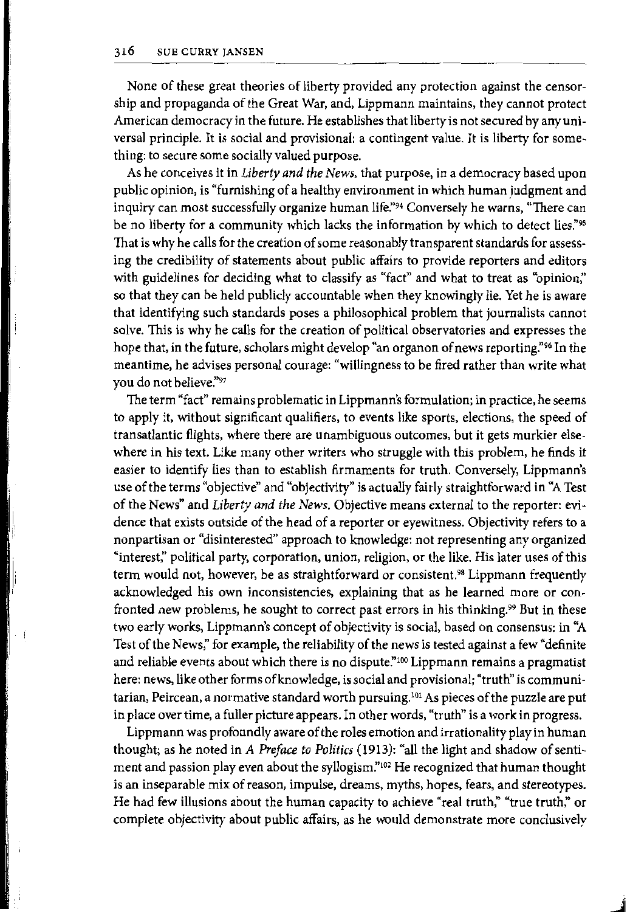None of these great theories of liberty provided any protection against the censorship and propaganda of the Great War, and, Lippmann maintains, they cannot protect American democracy in the future. He establishes that liberty is not secured by any universal principle. It is social and provisional: a contingent value. It is liberty for something: to secure some socially valued purpose.

As he conceives it in *Liberty and the News*, that purpose, in a democracy based upon public opinion, is "furnishing of a healthy environment in which human judgment and inquiry can most successfully organize human life."[94] Conversely he warns, "There can be no liberty for a community which lacks the information by which to detect lies."[95] That is why he calls for the creation of some reasonably transparent standards for assessing the credibility of statements about public affairs to provide reporters and editors with guidelines for deciding what to classify as "fact" and what to treat as "opinion," so that they can be held publicly accountable when they knowingly lie. Yet he is aware that identifying such standards poses a philosophical problem that journalists cannot solve. This is why he calls for the creation of political observatories and expresses the hope that, in the future, scholars might develop "an organon of news reporting."[96] In the meantime, he advises personal courage: "willingness to be fired rather than write what you do not believe."[97]

The term "fact" remains problematic in Lippmann's formulation; in practice, he seems to apply it, without significant qualifiers, to events like sports, elections, the speed of transatlantic flights, where there are unambiguous outcomes, but it gets murkier elsewhere in his text. Like many other writers who struggle with this problem, he finds it easier to identify lies than to establish firmaments for truth. Conversely, Lippmann's use of the terms "objective" and "objectivity" is actually fairly straightforward in "A Test of the News" and *Liberty and the News*. Objective means external to the reporter: evidence that exists outside of the head of a reporter or eyewitness. Objectivity refers to a nonpartisan or "disinterested" approach to knowledge: not representing any organized "interest," political party, corporation, union, religion, or the like. His later uses of this term would not, however, be as straightforward or consistent.[98] Lippmann frequently acknowledged his own inconsistencies, explaining that as he learned more or confronted new problems, he sought to correct past errors in his thinking.[99] But in these two early works, Lippmann's concept of objectivity is social, based on consensus: in "A Test of the News," for example, the reliability of the news is tested against a few "definite and reliable events about which there is no dispute."[100] Lippmann remains a pragmatist here: news, like other forms of knowledge, is social and provisional; "truth" is communitarian, Peircean, a normative standard worth pursuing.[101] As pieces of the puzzle are put in place over time, a fuller picture appears. In other words, "truth" is a work in progress.

Lippmann was profoundly aware of the roles emotion and irrationality play in human thought; as he noted in *A Preface to Politics* (1913): "all the light and shadow of sentiment and passion play even about the syllogism."[102] He recognized that human thought is an inseparable mix of reason, impulse, dreams, myths, hopes, fears, and stereotypes. He had few illusions about the human capacity to achieve "real truth," "true truth," or complete objectivity about public affairs, as he would demonstrate more conclusively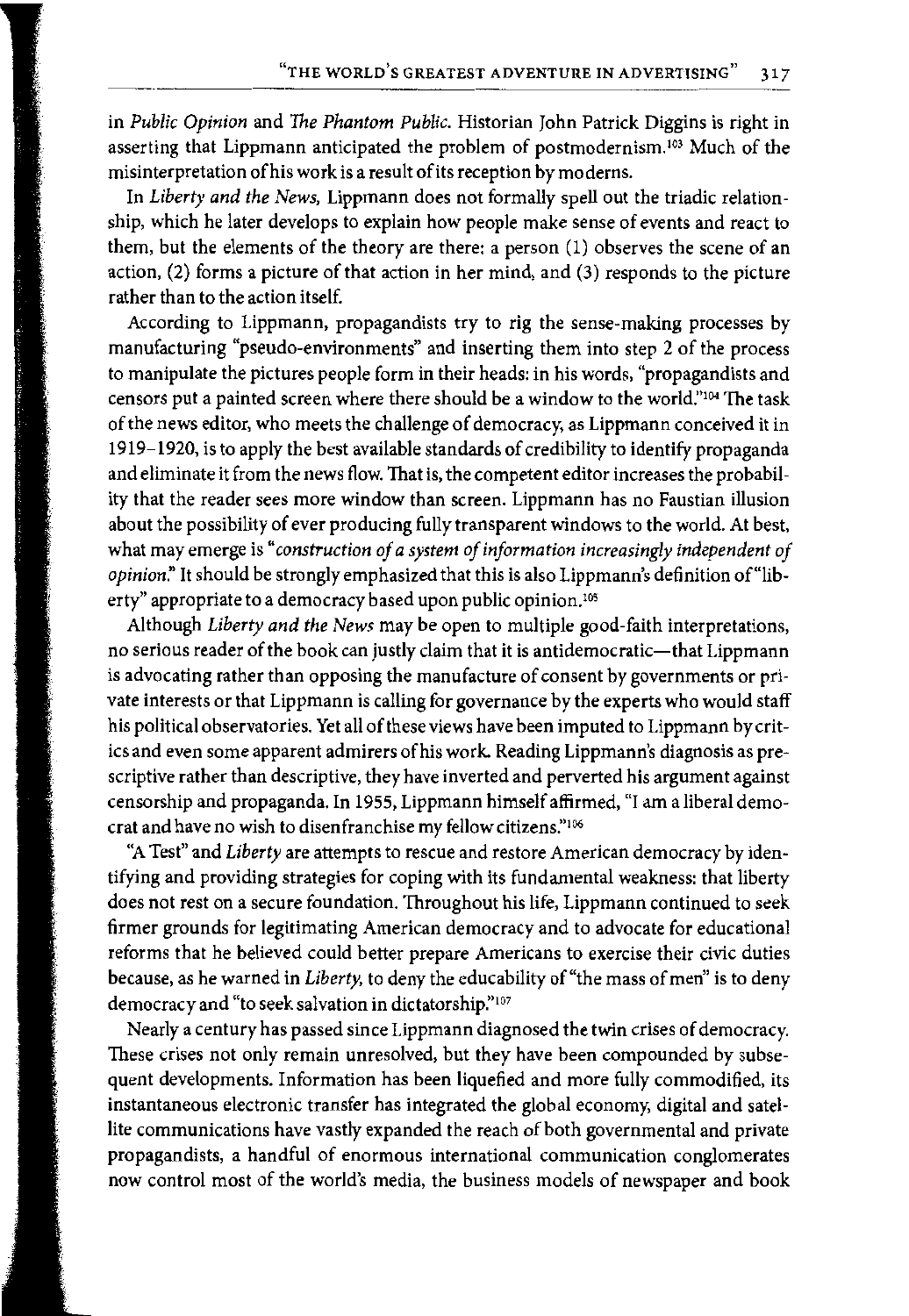in *Public Opinion* and *The Phantom Public*. Historian John Patrick Diggins is right in asserting that Lippmann anticipated the problem of postmodernism.[103] Much of the misinterpretation of his work is a result of its reception by moderns.

In *Liberty and the News*, Lippmann does not formally spell out the triadic relationship, which he later develops to explain how people make sense of events and react to them, but the elements of the theory are there: a person (1) observes the scene of an action, (2) forms a picture of that action in her mind, and (3) responds to the picture rather than to the action itself.

According to Lippmann, propagandists try to rig the sense-making processes by manufacturing "pseudo-environments" and inserting them into step 2 of the process to manipulate the pictures people form in their heads: in his words, "propagandists and censors put a painted screen where there should be a window to the world."[104] The task of the news editor, who meets the challenge of democracy, as Lippmann conceived it in 1919–1920, is to apply the best available standards of credibility to identify propaganda and eliminate it from the news flow. That is, the competent editor increases the probability that the reader sees more window than screen. Lippmann has no Faustian illusion about the possibility of ever producing fully transparent windows to the world. At best, what may emerge is "*construction of a system of information increasingly independent of opinion*." It should be strongly emphasized that this is also Lippmann's definition of "liberty" appropriate to a democracy based upon public opinion.[105]

Although *Liberty and the News* may be open to multiple good-faith interpretations, no serious reader of the book can justly claim that it is antidemocratic—that Lippmann is advocating rather than opposing the manufacture of consent by governments or private interests or that Lippmann is calling for governance by the experts who would staff his political observatories. Yet all of these views have been imputed to Lippmann by critics and even some apparent admirers of his work. Reading Lippmann's diagnosis as prescriptive rather than descriptive, they have inverted and perverted his argument against censorship and propaganda. In 1955, Lippmann himself affirmed, "I am a liberal democrat and have no wish to disenfranchise my fellow citizens."[106]

"A Test" and *Liberty* are attempts to rescue and restore American democracy by identifying and providing strategies for coping with its fundamental weakness: that liberty does not rest on a secure foundation. Throughout his life, Lippmann continued to seek firmer grounds for legitimating American democracy and to advocate for educational reforms that he believed could better prepare Americans to exercise their civic duties because, as he warned in *Liberty*, to deny the educability of "the mass of men" is to deny democracy and "to seek salvation in dictatorship."[107]

Nearly a century has passed since Lippmann diagnosed the twin crises of democracy. These crises not only remain unresolved, but they have been compounded by subsequent developments. Information has been liquefied and more fully commodified, its instantaneous electronic transfer has integrated the global economy, digital and satellite communications have vastly expanded the reach of both governmental and private propagandists, a handful of enormous international communication conglomerates now control most of the world's media, the business models of newspaper and book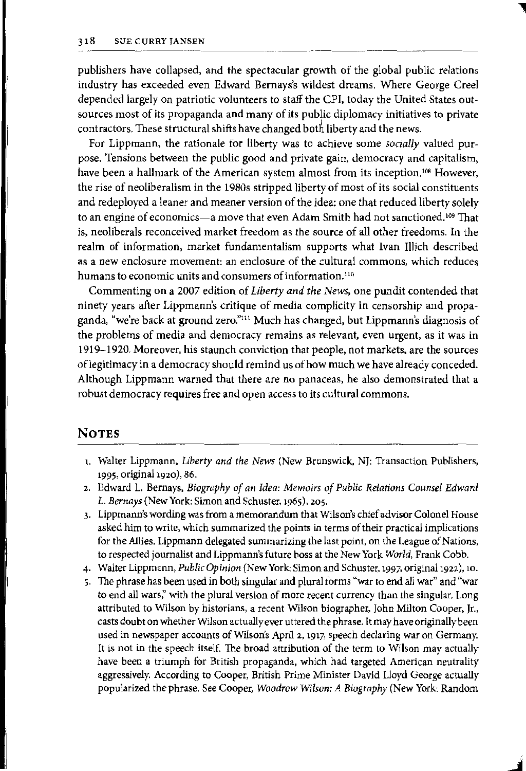publishers have collapsed, and the spectacular growth of the global public relations industry has exceeded even Edward Bernays's wildest dreams. Where George Creel depended largely on patriotic volunteers to staff the CPI, today the United States outsources most of its propaganda and many of its public diplomacy initiatives to private contractors. These structural shifts have changed both liberty and the news.

For Lippmann, the rationale for liberty was to achieve some *socially* valued purpose. Tensions between the public good and private gain, democracy and capitalism, have been a hallmark of the American system almost from its inception.[108] However, the rise of neoliberalism in the 1980s stripped liberty of most of its social constituents and redeployed a leaner and meaner version of the idea: one that reduced liberty solely to an engine of economics—a move that even Adam Smith had not sanctioned.[109] That is, neoliberals reconceived market freedom as the source of all other freedoms. In the realm of information, market fundamentalism supports what Ivan Illich described as a new enclosure movement: an enclosure of the cultural commons, which reduces humans to economic units and consumers of information.[110]

Commenting on a 2007 edition of *Liberty and the News*, one pundit contended that ninety years after Lippmann's critique of media complicity in censorship and propaganda, "we're back at ground zero."[111] Much has changed, but Lippmann's diagnosis of the problems of media and democracy remains as relevant, even urgent, as it was in 1919–1920. Moreover, his staunch conviction that people, not markets, are the sources of legitimacy in a democracy should remind us of how much we have already conceded. Although Lippmann warned that there are no panaceas, he also demonstrated that a robust democracy requires free and open access to its cultural commons.

## Notes

1. Walter Lippmann, *Liberty and the News* (New Brunswick, NJ: Transaction Publishers, 1995, original 1920), 86.
2. Edward L. Bernays, *Biography of an Idea: Memoirs of Public Relations Counsel Edward L. Bernays* (New York: Simon and Schuster, 1965), 205.
3. Lippmann's wording was from a memorandum that Wilson's chief advisor Colonel House asked him to write, which summarized the points in terms of their practical implications for the Allies. Lippmann delegated summarizing the last point, on the League of Nations, to respected journalist and Lippmann's future boss at the New York *World*, Frank Cobb.
4. Walter Lippmann, *Public Opinion* (New York: Simon and Schuster, 1997, original 1922), 10.
5. The phrase has been used in both singular and plural forms "war to end all war" and "war to end all wars," with the plural version of more recent currency than the singular. Long attributed to Wilson by historians, a recent Wilson biographer, John Milton Cooper, Jr., casts doubt on whether Wilson actually ever uttered the phrase. It may have originally been used in newspaper accounts of Wilson's April 2, 1917, speech declaring war on Germany. It is not in the speech itself. The broad attribution of the term to Wilson may actually have been a triumph for British propaganda, which had targeted American neutrality aggressively. According to Cooper, British Prime Minister David Lloyd George actually popularized the phrase. See Cooper, *Woodrow Wilson: A Biography* (New York: Random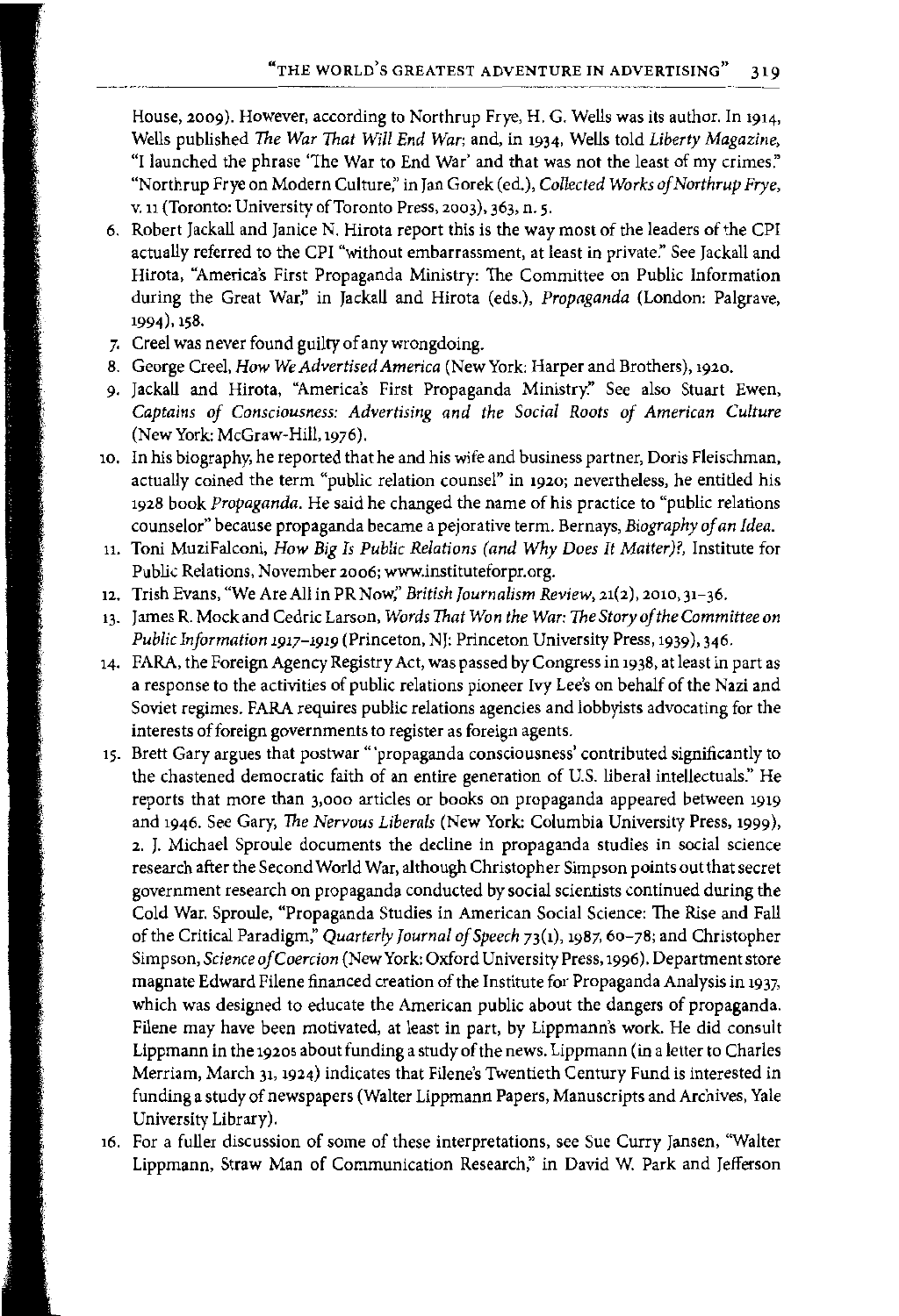House, 2009). However, according to Northrup Frye, H. G. Wells was its author. In 1914, Wells published *The War That Will End War*; and, in 1934, Wells told *Liberty Magazine*, "I launched the phrase 'The War to End War' and that was not the least of my crimes." "Northrup Frye on Modern Culture," in Jan Gorek (ed.), *Collected Works of Northrup Frye*, v. 11 (Toronto: University of Toronto Press, 2003), 363, n. 5.

6. Robert Jackall and Janice N. Hirota report this is the way most of the leaders of the CPI actually referred to the CPI "without embarrassment, at least in private." See Jackall and Hirota, "America's First Propaganda Ministry: The Committee on Public Information during the Great War," in Jackall and Hirota (eds.), *Propaganda* (London: Palgrave, 1994), 158.
7. Creel was never found guilty of any wrongdoing.
8. George Creel, *How We Advertised America* (New York: Harper and Brothers), 1920.
9. Jackall and Hirota, "America's First Propaganda Ministry." See also Stuart Ewen, *Captains of Consciousness: Advertising and the Social Roots of American Culture* (New York: McGraw-Hill, 1976).
10. In his biography, he reported that he and his wife and business partner, Doris Fleischman, actually coined the term "public relation counsel" in 1920; nevertheless, he entitled his 1928 book *Propaganda*. He said he changed the name of his practice to "public relations counselor" because propaganda became a pejorative term. Bernays, *Biography of an Idea*.
11. Toni MuziFalconi, *How Big Is Public Relations (and Why Does It Matter)?*, Institute for Public Relations, November 2006; www.instituteforpr.org.
12. Trish Evans, "We Are All in PR Now," *British Journalism Review*, 21(2), 2010, 31–36.
13. James R. Mock and Cedric Larson, *Words That Won the War: The Story of the Committee on Public Information 1917–1919* (Princeton, NJ: Princeton University Press, 1939), 346.
14. FARA, the Foreign Agency Registry Act, was passed by Congress in 1938, at least in part as a response to the activities of public relations pioneer Ivy Lee's on behalf of the Nazi and Soviet regimes. FARA requires public relations agencies and lobbyists advocating for the interests of foreign governments to register as foreign agents.
15. Brett Gary argues that postwar "'propaganda consciousness' contributed significantly to the chastened democratic faith of an entire generation of U.S. liberal intellectuals." He reports that more than 3,000 articles or books on propaganda appeared between 1919 and 1946. See Gary, *The Nervous Liberals* (New York: Columbia University Press, 1999), 2. J. Michael Sproule documents the decline in propaganda studies in social science research after the Second World War, although Christopher Simpson points out that secret government research on propaganda conducted by social scientists continued during the Cold War. Sproule, "Propaganda Studies in American Social Science: The Rise and Fall of the Critical Paradigm," *Quarterly Journal of Speech* 73(1), 1987, 60–78; and Christopher Simpson, *Science of Coercion* (New York: Oxford University Press, 1996). Department store magnate Edward Filene financed creation of the Institute for Propaganda Analysis in 1937, which was designed to educate the American public about the dangers of propaganda. Filene may have been motivated, at least in part, by Lippmann's work. He did consult Lippmann in the 1920s about funding a study of the news. Lippmann (in a letter to Charles Merriam, March 31, 1924) indicates that Filene's Twentieth Century Fund is interested in funding a study of newspapers (Walter Lippmann Papers, Manuscripts and Archives, Yale University Library).
16. For a fuller discussion of some of these interpretations, see Sue Curry Jansen, "Walter Lippmann, Straw Man of Communication Research," in David W. Park and Jefferson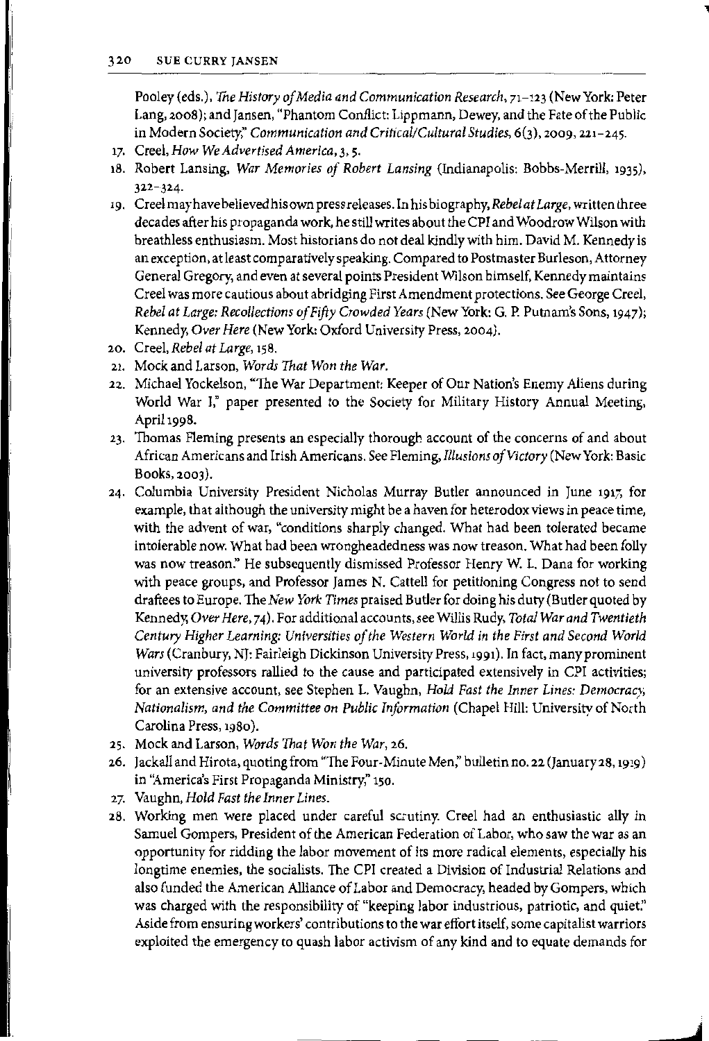Pooley (eds.), *The History of Media and Communication Research*, 71–123 (New York: Peter Lang, 2008); and Jansen, "Phantom Conflict: Lippmann, Dewey, and the Fate of the Public in Modern Society," *Communication and Critical/Cultural Studies*, 6(3), 2009, 221–245.

17. Creel, *How We Advertised America*, 3, 5.
18. Robert Lansing, *War Memories of Robert Lansing* (Indianapolis: Bobbs-Merrill, 1935), 322–324.
19. Creel may have believed his own press releases. In his biography, *Rebel at Large*, written three decades after his propaganda work, he still writes about the CPI and Woodrow Wilson with breathless enthusiasm. Most historians do not deal kindly with him. David M. Kennedy is an exception, at least comparatively speaking. Compared to Postmaster Burleson, Attorney General Gregory, and even at several points President Wilson himself, Kennedy maintains Creel was more cautious about abridging First Amendment protections. See George Creel, *Rebel at Large: Recollections of Fifty Crowded Years* (New York: G. P. Putnam's Sons, 1947); Kennedy, *Over Here* (New York: Oxford University Press, 2004).
20. Creel, *Rebel at Large*, 158.
21. Mock and Larson, *Words That Won the War*.
22. Michael Yockelson, "The War Department: Keeper of Our Nation's Enemy Aliens during World War I," paper presented to the Society for Military History Annual Meeting, April 1998.
23. Thomas Fleming presents an especially thorough account of the concerns of and about African Americans and Irish Americans. See Fleming, *Illusions of Victory* (New York: Basic Books, 2003).
24. Columbia University President Nicholas Murray Butler announced in June 1917, for example, that although the university might be a haven for heterodox views in peace time, with the advent of war, "conditions sharply changed. What had been tolerated became intolerable now. What had been wrongheadedness was now treason. What had been folly was now treason." He subsequently dismissed Professor Henry W. L. Dana for working with peace groups, and Professor James N. Cattell for petitioning Congress not to send draftees to Europe. The *New York Times* praised Butler for doing his duty (Butler quoted by Kennedy, *Over Here*, 74). For additional accounts, see Willis Rudy, *Total War and Twentieth Century Higher Learning: Universities of the Western World in the First and Second World Wars* (Cranbury, NJ: Fairleigh Dickinson University Press, 1991). In fact, many prominent university professors rallied to the cause and participated extensively in CPI activities; for an extensive account, see Stephen L. Vaughn, *Hold Fast the Inner Lines: Democracy, Nationalism, and the Committee on Public Information* (Chapel Hill: University of North Carolina Press, 1980).
25. Mock and Larson, *Words That Won the War*, 26.
26. Jackall and Hirota, quoting from "The Four-Minute Men," bulletin no. 22 (January 28, 1919) in "America's First Propaganda Ministry," 150.
27. Vaughn, *Hold Fast the Inner Lines*.
28. Working men were placed under careful scrutiny. Creel had an enthusiastic ally in Samuel Gompers, President of the American Federation of Labor, who saw the war as an opportunity for ridding the labor movement of its more radical elements, especially his longtime enemies, the socialists. The CPI created a Division of Industrial Relations and also funded the American Alliance of Labor and Democracy, headed by Gompers, which was charged with the responsibility of "keeping labor industrious, patriotic, and quiet." Aside from ensuring workers' contributions to the war effort itself, some capitalist warriors exploited the emergency to quash labor activism of any kind and to equate demands for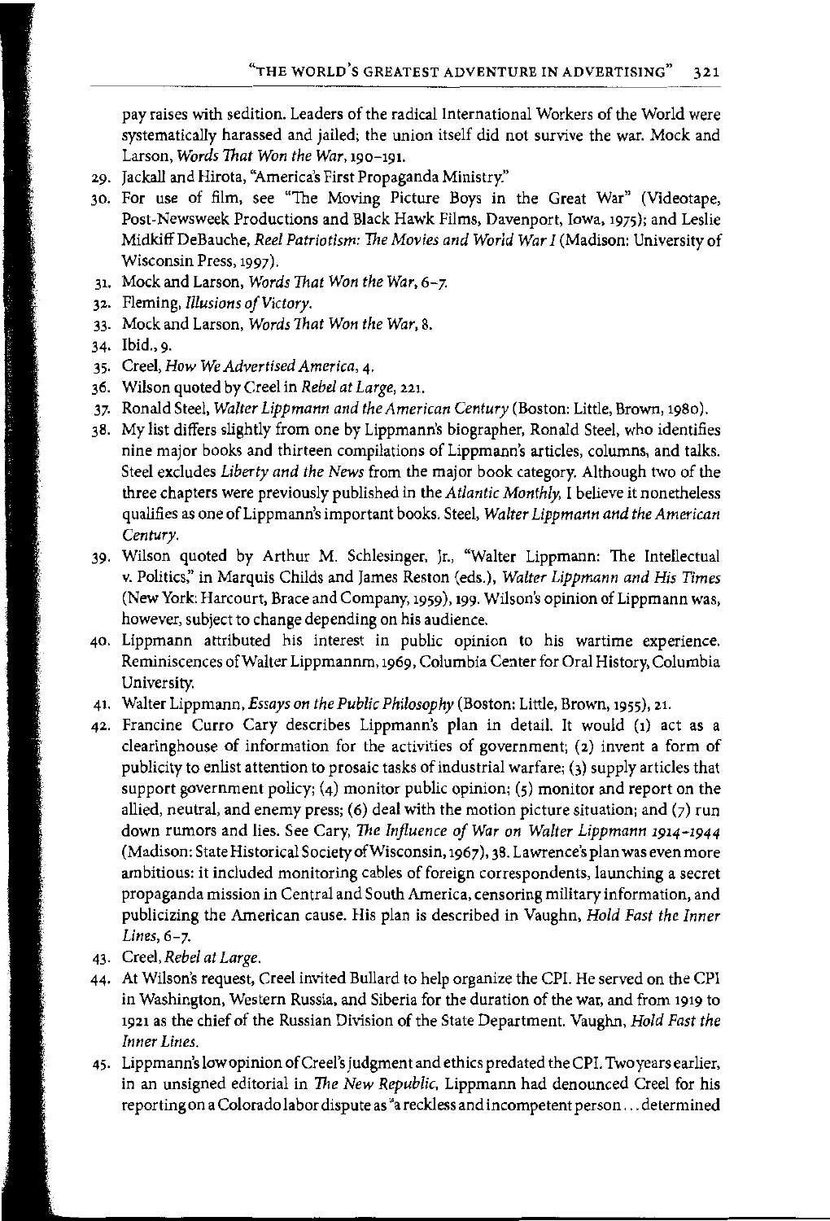pay raises with sedition. Leaders of the radical International Workers of the World were systematically harassed and jailed; the union itself did not survive the war. Mock and Larson, *Words That Won the War*, 190–191.

29. Jackall and Hirota, "America's First Propaganda Ministry."
30. For use of film, see "The Moving Picture Boys in the Great War" (Videotape, Post-Newsweek Productions and Black Hawk Films, Davenport, Iowa, 1975); and Leslie Midkiff DeBauche, *Reel Patriotism: The Movies and World War I* (Madison: University of Wisconsin Press, 1997).
31. Mock and Larson, *Words That Won the War*, 6–7.
32. Fleming, *Illusions of Victory*.
33. Mock and Larson, *Words That Won the War*, 8.
34. Ibid., 9.
35. Creel, *How We Advertised America*, 4.
36. Wilson quoted by Creel in *Rebel at Large*, 221.
37. Ronald Steel, *Walter Lippmann and the American Century* (Boston: Little, Brown, 1980).
38. My list differs slightly from one by Lippmann's biographer, Ronald Steel, who identifies nine major books and thirteen compilations of Lippmann's articles, columns, and talks. Steel excludes *Liberty and the News* from the major book category. Although two of the three chapters were previously published in the *Atlantic Monthly*, I believe it nonetheless qualifies as one of Lippmann's important books. Steel, *Walter Lippmann and the American Century*.
39. Wilson quoted by Arthur M. Schlesinger, Jr., "Walter Lippmann: The Intellectual v. Politics," in Marquis Childs and James Reston (eds.), *Walter Lippmann and His Times* (New York: Harcourt, Brace and Company, 1959), 199. Wilson's opinion of Lippmann was, however, subject to change depending on his audience.
40. Lippmann attributed his interest in public opinion to his wartime experience. Reminiscences of Walter Lippmannm, 1969, Columbia Center for Oral History, Columbia University.
41. Walter Lippmann, *Essays on the Public Philosophy* (Boston: Little, Brown, 1955), 21.
42. Francine Curro Cary describes Lippmann's plan in detail. It would (1) act as a clearinghouse of information for the activities of government; (2) invent a form of publicity to enlist attention to prosaic tasks of industrial warfare; (3) supply articles that support government policy; (4) monitor public opinion; (5) monitor and report on the allied, neutral, and enemy press; (6) deal with the motion picture situation; and (7) run down rumors and lies. See Cary, *The Influence of War on Walter Lippmann 1914–1944* (Madison: State Historical Society of Wisconsin, 1967), 38. Lawrence's plan was even more ambitious: it included monitoring cables of foreign correspondents, launching a secret propaganda mission in Central and South America, censoring military information, and publicizing the American cause. His plan is described in Vaughn, *Hold Fast the Inner Lines*, 6–7.
43. Creel, *Rebel at Large*.
44. At Wilson's request, Creel invited Bullard to help organize the CPI. He served on the CPI in Washington, Western Russia, and Siberia for the duration of the war, and from 1919 to 1921 as the chief of the Russian Division of the State Department. Vaughn, *Hold Fast the Inner Lines*.
45. Lippmann's low opinion of Creel's judgment and ethics predated the CPI. Two years earlier, in an unsigned editorial in *The New Republic*, Lippmann had denounced Creel for his reporting on a Colorado labor dispute as "a reckless and incompetent person... determined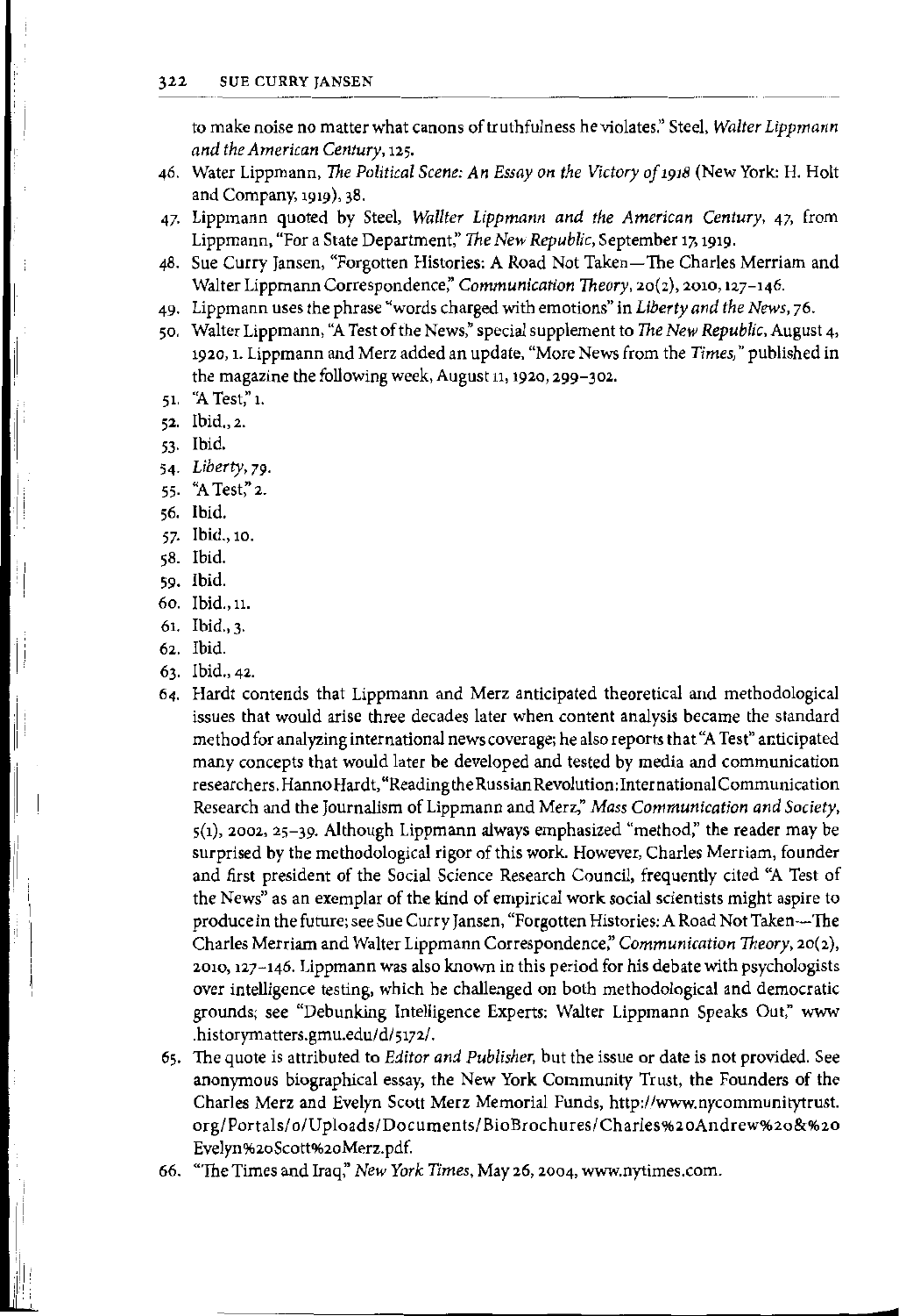to make noise no matter what canons of truthfulness he violates." Steel, *Walter Lippmann and the American Century*, 125.

46. Water Lippmann, *The Political Scene: An Essay on the Victory of 1918* (New York: H. Holt and Company, 1919), 38.
47. Lippmann quoted by Steel, *Wallter Lippmann and the American Century*, 47, from Lippmann, "For a State Department," *The New Republic*, September 17, 1919.
48. Sue Curry Jansen, "Forgotten Histories: A Road Not Taken—The Charles Merriam and Walter Lippmann Correspondence," *Communication Theory*, 20(2), 2010, 127–146.
49. Lippmann uses the phrase "words charged with emotions" in *Liberty and the News*, 76.
50. Walter Lippmann, "A Test of the News," special supplement to *The New Republic*, August 4, 1920, 1. Lippmann and Merz added an update, "More News from the *Times*," published in the magazine the following week, August 11, 1920, 299–302.
51. "A Test," 1.
52. Ibid., 2.
53. Ibid.
54. *Liberty*, 79.
55. "A Test," 2.
56. Ibid.
57. Ibid., 10.
58. Ibid.
59. Ibid.
60. Ibid., 11.
61. Ibid., 3.
62. Ibid.
63. Ibid., 42.
64. Hardt contends that Lippmann and Merz anticipated theoretical and methodological issues that would arise three decades later when content analysis became the standard method for analyzing international news coverage; he also reports that "A Test" anticipated many concepts that would later be developed and tested by media and communication researchers. Hanno Hardt, "Reading the Russian Revolution: International Communication Research and the Journalism of Lippmann and Merz," *Mass Communication and Society*, 5(1), 2002, 25–39. Although Lippmann always emphasized "method," the reader may be surprised by the methodological rigor of this work. However, Charles Merriam, founder and first president of the Social Science Research Council, frequently cited "A Test of the News" as an exemplar of the kind of empirical work social scientists might aspire to produce in the future; see Sue Curry Jansen, "Forgotten Histories: A Road Not Taken—The Charles Merriam and Walter Lippmann Correspondence," *Communication Theory*, 20(2), 2010, 127–146. Lippmann was also known in this period for his debate with psychologists over intelligence testing, which he challenged on both methodological and democratic grounds; see "Debunking Intelligence Experts: Walter Lippmann Speaks Out," www.historymatters.gmu.edu/d/5172/.
65. The quote is attributed to *Editor and Publisher*, but the issue or date is not provided. See anonymous biographical essay, the New York Community Trust, the Founders of the Charles Merz and Evelyn Scott Merz Memorial Funds, http://www.nycommunitytrust.org/Portals/0/Uploads/Documents/BioBrochures/Charles%20Andrew%20&%20Evelyn%20Scott%20Merz.pdf.
66. "The Times and Iraq," *New York Times*, May 26, 2004, www.nytimes.com.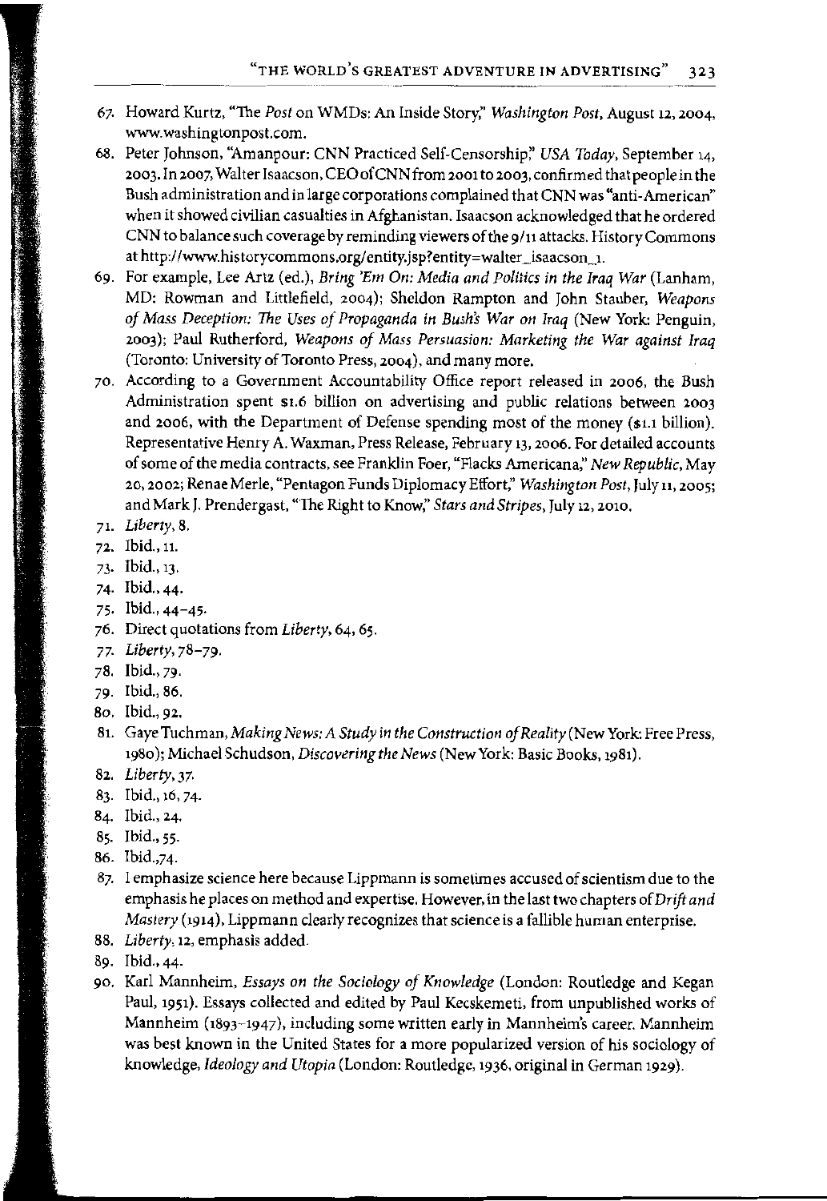67. Howard Kurtz, "The *Post* on WMDs: An Inside Story," *Washington Post*, August 12, 2004, www.washingtonpost.com.
68. Peter Johnson, "Amanpour: CNN Practiced Self-Censorship," *USA Today*, September 14, 2003. In 2007, Walter Isaacson, CEO of CNN from 2001 to 2003, confirmed that people in the Bush administration and in large corporations complained that CNN was "anti-American" when it showed civilian casualties in Afghanistan. Isaacson acknowledged that he ordered CNN to balance such coverage by reminding viewers of the 9/11 attacks. History Commons at http://www.historycommons.org/entity.jsp?entity=walter_isaacson_1.
69. For example, Lee Artz (ed.), *Bring 'Em On: Media and Politics in the Iraq War* (Lanham, MD: Rowman and Littlefield, 2004); Sheldon Rampton and John Stauber, *Weapons of Mass Deception: The Uses of Propaganda in Bush's War on Iraq* (New York: Penguin, 2003); Paul Rutherford, *Weapons of Mass Persuasion: Marketing the War against Iraq* (Toronto: University of Toronto Press, 2004), and many more.
70. According to a Government Accountability Office report released in 2006, the Bush Administration spent $1.6 billion on advertising and public relations between 2003 and 2006, with the Department of Defense spending most of the money ($1.1 billion). Representative Henry A. Waxman, Press Release, February 13, 2006. For detailed accounts of some of the media contracts, see Franklin Foer, "Flacks Americana," *New Republic*, May 20, 2002; Renae Merle, "Pentagon Funds Diplomacy Effort," *Washington Post*, July 11, 2005; and Mark J. Prendergast, "The Right to Know," *Stars and Stripes*, July 12, 2010.
71. *Liberty*, 8.
72. Ibid., 11.
73. Ibid., 13.
74. Ibid., 44.
75. Ibid., 44–45.
76. Direct quotations from *Liberty*, 64, 65.
77. *Liberty*, 78–79.
78. Ibid., 79.
79. Ibid., 86.
80. Ibid., 92.
81. Gaye Tuchman, *Making News: A Study in the Construction of Reality* (New York: Free Press, 1980); Michael Schudson, *Discovering the News* (New York: Basic Books, 1981).
82. *Liberty*, 37.
83. Ibid., 16, 74.
84. Ibid., 24.
85. Ibid., 55.
86. Ibid.,74.
87. I emphasize science here because Lippmann is sometimes accused of scientism due to the emphasis he places on method and expertise. However, in the last two chapters of *Drift and Mastery* (1914), Lippmann clearly recognizes that science is a fallible human enterprise.
88. *Liberty*, 12, emphasis added.
89. Ibid., 44.
90. Karl Mannheim, *Essays on the Sociology of Knowledge* (London: Routledge and Kegan Paul, 1951). Essays collected and edited by Paul Kecskemeti, from unpublished works of Mannheim (1893–1947), including some written early in Mannheim's career. Mannheim was best known in the United States for a more popularized version of his sociology of knowledge, *Ideology and Utopia* (London: Routledge, 1936, original in German 1929).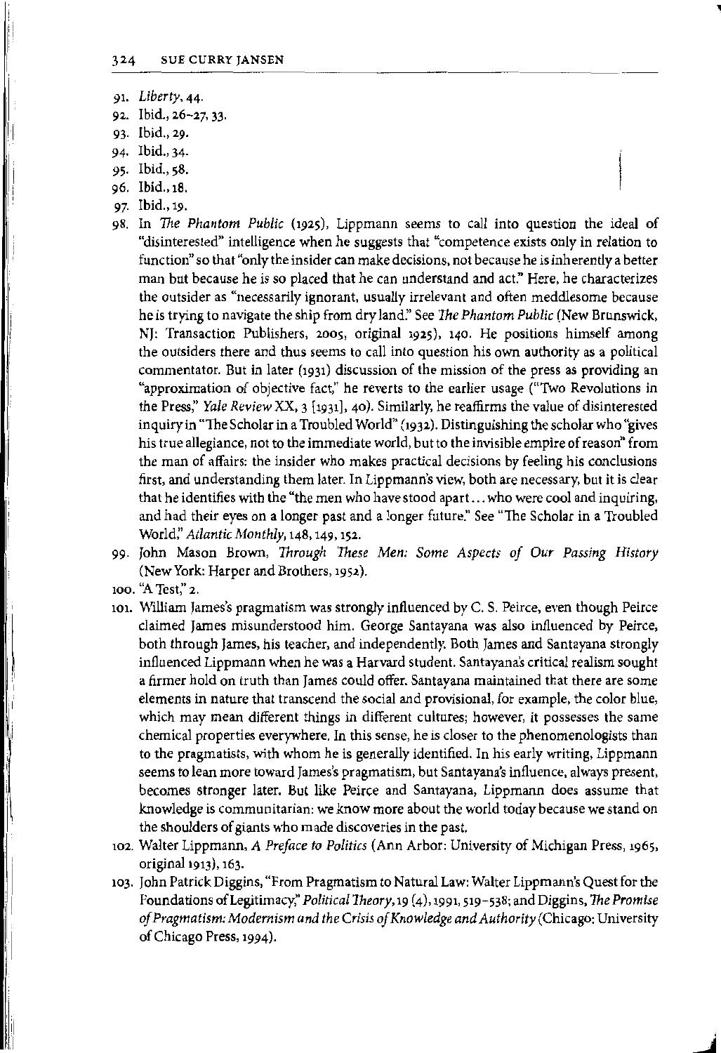91. *Liberty*, 44.
92. Ibid., 26–27, 33.
93. Ibid., 29.
94. Ibid., 34.
95. Ibid., 58.
96. Ibid., 18.
97. Ibid., 19.
98. In *The Phantom Public* (1925), Lippmann seems to call into question the ideal of "disinterested" intelligence when he suggests that "competence exists only in relation to function" so that "only the insider can make decisions, not because he is inherently a better man but because he is so placed that he can understand and act." Here, he characterizes the outsider as "necessarily ignorant, usually irrelevant and often meddlesome because he is trying to navigate the ship from dry land." See *The Phantom Public* (New Brunswick, NJ: Transaction Publishers, 2005, original 1925), 140. He positions himself among the outsiders there and thus seems to call into question his own authority as a political commentator. But in later (1931) discussion of the mission of the press as providing an "approximation of objective fact," he reverts to the earlier usage ("Two Revolutions in the Press," *Yale Review* XX, 3 [1931], 40). Similarly, he reaffirms the value of disinterested inquiry in "The Scholar in a Troubled World" (1932). Distinguishing the scholar who "gives his true allegiance, not to the immediate world, but to the invisible empire of reason" from the man of affairs: the insider who makes practical decisions by feeling his conclusions first, and understanding them later. In Lippmann's view, both are necessary, but it is clear that he identifies with the "the men who have stood apart . . . who were cool and inquiring, and had their eyes on a longer past and a longer future." See "The Scholar in a Troubled World," *Atlantic Monthly*, 148, 149, 152.
99. John Mason Brown, *Through These Men: Some Aspects of Our Passing History* (New York: Harper and Brothers, 1952).
100. "A Test," 2.
101. William James's pragmatism was strongly influenced by C. S. Peirce, even though Peirce claimed James misunderstood him. George Santayana was also influenced by Peirce, both through James, his teacher, and independently. Both James and Santayana strongly influenced Lippmann when he was a Harvard student. Santayana's critical realism sought a firmer hold on truth than James could offer. Santayana maintained that there are some elements in nature that transcend the social and provisional, for example, the color blue, which may mean different things in different cultures; however, it possesses the same chemical properties everywhere. In this sense, he is closer to the phenomenologists than to the pragmatists, with whom he is generally identified. In his early writing, Lippmann seems to lean more toward James's pragmatism, but Santayana's influence, always present, becomes stronger later. But like Peirce and Santayana, Lippmann does assume that knowledge is communitarian: we know more about the world today because we stand on the shoulders of giants who made discoveries in the past.
102. Walter Lippmann, *A Preface to Politics* (Ann Arbor: University of Michigan Press, 1965, original 1913), 163.
103. John Patrick Diggins, "From Pragmatism to Natural Law: Walter Lippmann's Quest for the Foundations of Legitimacy," *Political Theory*, 19 (4), 1991, 519–538; and Diggins, *The Promise of Pragmatism: Modernism and the Crisis of Knowledge and Authority* (Chicago: University of Chicago Press, 1994).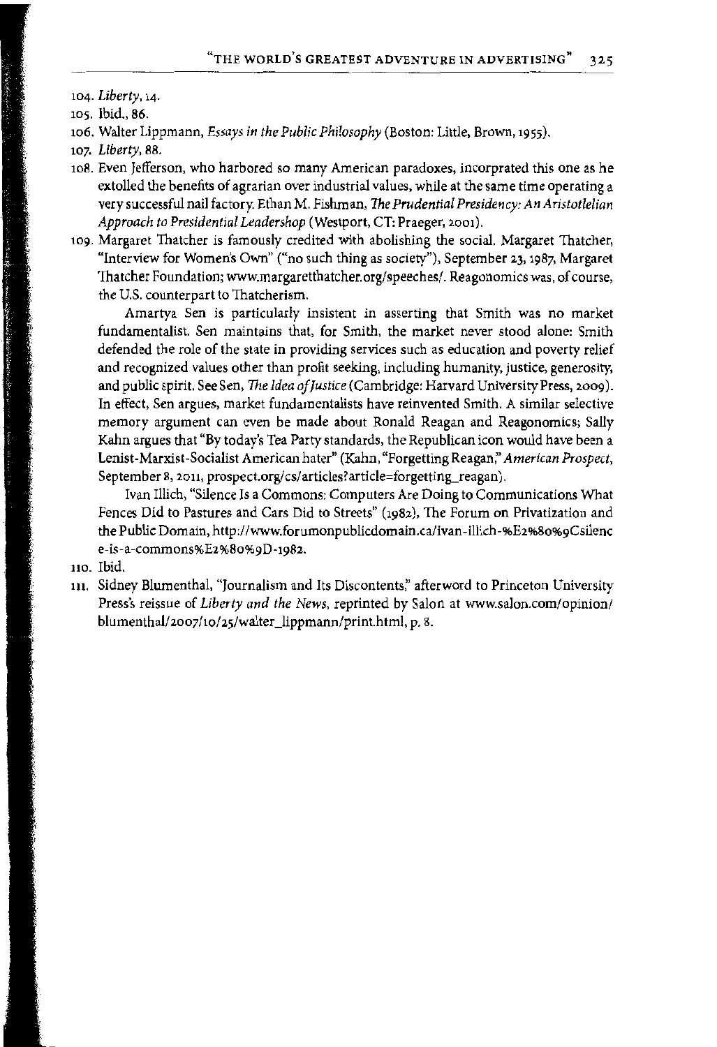104. *Liberty*, 14.

105. Ibid., 86.

106. Walter Lippmann, *Essays in the Public Philosophy* (Boston: Little, Brown, 1955).

107. *Liberty*, 88.

108. Even Jefferson, who harbored so many American paradoxes, incorprated this one as he extolled the benefits of agrarian over industrial values, while at the same time operating a very successful nail factory. Ethan M. Fishman, *The Prudential Presidency: An Aristotelian Approach to Presidential Leadership* (Westport, CT: Praeger, 2001).

109. Margaret Thatcher is famously credited with abolishing the social. Margaret Thatcher, "Interview for Women's Own" ("no such thing as society"), September 23, 1987, Margaret Thatcher Foundation; www.margaretthatcher.org/speeches/. Reagonomics was, of course, the U.S. counterpart to Thatcherism.

    Amartya Sen is particularly insistent in asserting that Smith was no market fundamentalist. Sen maintains that, for Smith, the market never stood alone: Smith defended the role of the state in providing services such as education and poverty relief and recognized values other than profit seeking, including humanity, justice, generosity, and public spirit. See Sen, *The Idea of Justice* (Cambridge: Harvard University Press, 2009). In effect, Sen argues, market fundamentalists have reinvented Smith. A similar selective memory argument can even be made about Ronald Reagan and Reagonomics; Sally Kahn argues that "By today's Tea Party standards, the Republican icon would have been a Lenist-Marxist-Socialist American hater" (Kahn, "Forgetting Reagan," *American Prospect*, September 8, 2011, prospect.org/cs/articles?article=forgetting_reagan).

    Ivan Illich, "Silence Is a Commons: Computers Are Doing to Communications What Fences Did to Pastures and Cars Did to Streets" (1982), The Forum on Privatization and the Public Domain, http://www.forumonpublicdomain.ca/ivan-illich-%E2%80%9Csilence-is-a-commons%E2%80%9D-1982.

110. Ibid.

111. Sidney Blumenthal, "Journalism and Its Discontents," afterword to Princeton University Press's reissue of *Liberty and the News*, reprinted by Salon at www.salon.com/opinion/blumenthal/2007/10/25/walter_lippmann/print.html, p. 8.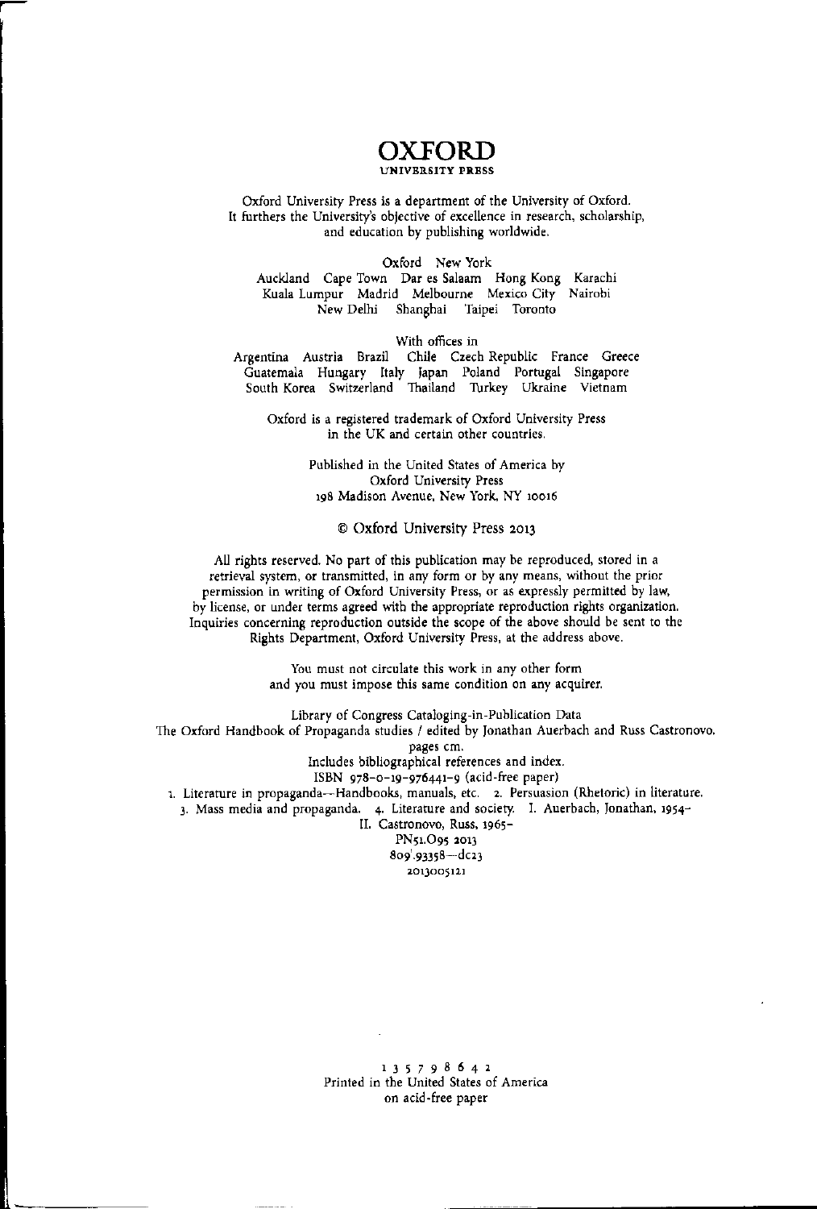# OXFORD

UNIVERSITY PRESS

Oxford University Press is a department of the University of Oxford.
It furthers the University's objective of excellence in research, scholarship,
and education by publishing worldwide.

Oxford New York
Auckland Cape Town Dar es Salaam Hong Kong Karachi
Kuala Lumpur Madrid Melbourne Mexico City Nairobi
New Delhi Shanghai Taipei Toronto

With offices in
Argentina Austria Brazil Chile Czech Republic France Greece
Guatemala Hungary Italy Japan Poland Portugal Singapore
South Korea Switzerland Thailand Turkey Ukraine Vietnam

Oxford is a registered trademark of Oxford University Press
in the UK and certain other countries.

Published in the United States of America by
Oxford University Press
198 Madison Avenue, New York, NY 10016

© Oxford University Press 2013

All rights reserved. No part of this publication may be reproduced, stored in a
retrieval system, or transmitted, in any form or by any means, without the prior
permission in writing of Oxford University Press, or as expressly permitted by law,
by license, or under terms agreed with the appropriate reproduction rights organization.
Inquiries concerning reproduction outside the scope of the above should be sent to the
Rights Department, Oxford University Press, at the address above.

You must not circulate this work in any other form
and you must impose this same condition on any acquirer.

Library of Congress Cataloging-in-Publication Data
The Oxford Handbook of Propaganda studies / edited by Jonathan Auerbach and Russ Castronovo.
pages cm.
Includes bibliographical references and index.
ISBN 978-0-19-976441-9 (acid-free paper)
1. Literature in propaganda--Handbooks, manuals, etc. 2. Persuasion (Rhetoric) in literature.
3. Mass media and propaganda. 4. Literature and society. I. Auerbach, Jonathan, 1954-
II. Castronovo, Russ, 1965-
PN51.O95 2013
809'.93358—dc23
2013005121

1 3 5 7 9 8 6 4 2
Printed in the United States of America
on acid-free paper